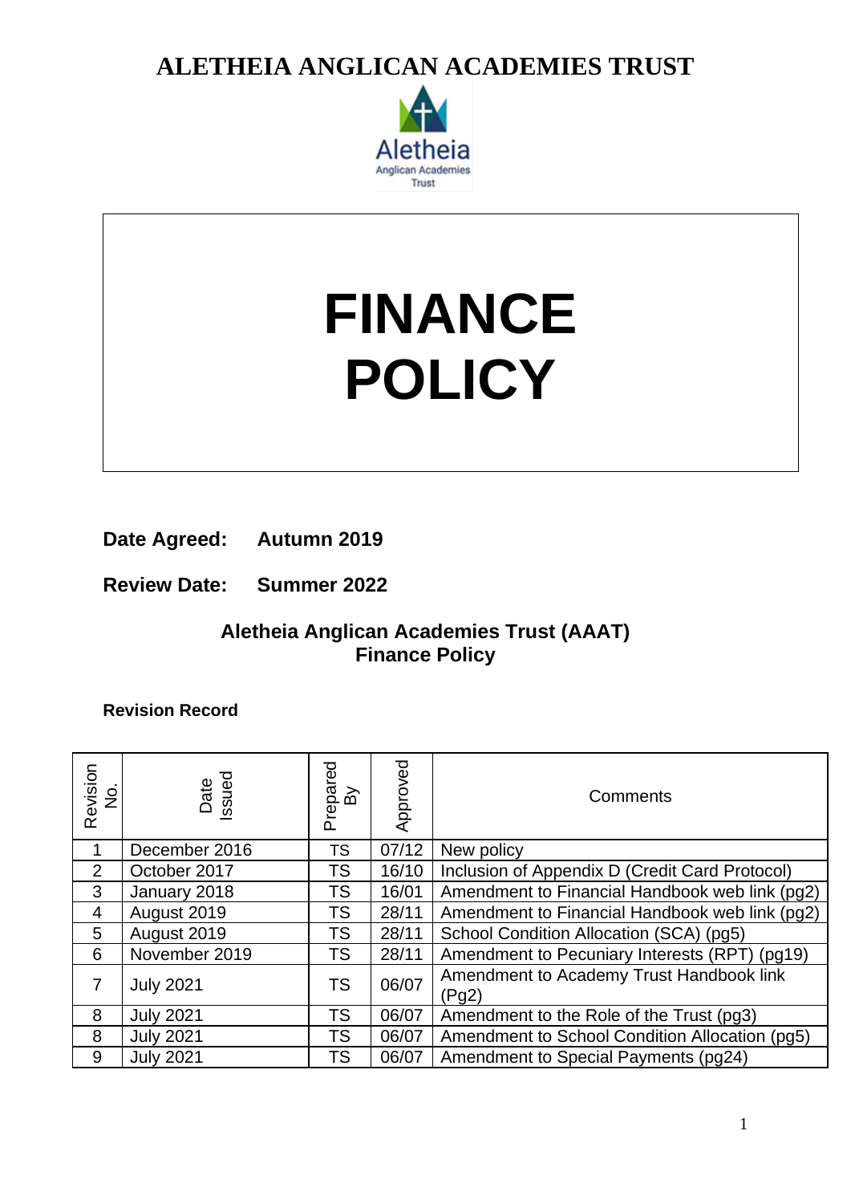# ALETHEIA ANGLICAN ACADEMIES TRUST

Aletheia
Anglican Academies
Trust

# FINANCE POLICY

**Date Agreed:** **Autumn 2019**

**Review Date:** **Summer 2022**

## Aletheia Anglican Academies Trust (AAAT) Finance Policy

**Revision Record**

| Revision No. | Date Issued | Prepared By | Approved | Comments |
|---|---|---|---|---|
| 1 | December 2016 | TS | 07/12 | New policy |
| 2 | October 2017 | TS | 16/10 | Inclusion of Appendix D (Credit Card Protocol) |
| 3 | January 2018 | TS | 16/01 | Amendment to Financial Handbook web link (pg2) |
| 4 | August 2019 | TS | 28/11 | Amendment to Financial Handbook web link (pg2) |
| 5 | August 2019 | TS | 28/11 | School Condition Allocation (SCA) (pg5) |
| 6 | November 2019 | TS | 28/11 | Amendment to Pecuniary Interests (RPT) (pg19) |
| 7 | July 2021 | TS | 06/07 | Amendment to Academy Trust Handbook link (Pg2) |
| 8 | July 2021 | TS | 06/07 | Amendment to the Role of the Trust (pg3) |
| 8 | July 2021 | TS | 06/07 | Amendment to School Condition Allocation (pg5) |
| 9 | July 2021 | TS | 06/07 | Amendment to Special Payments (pg24) |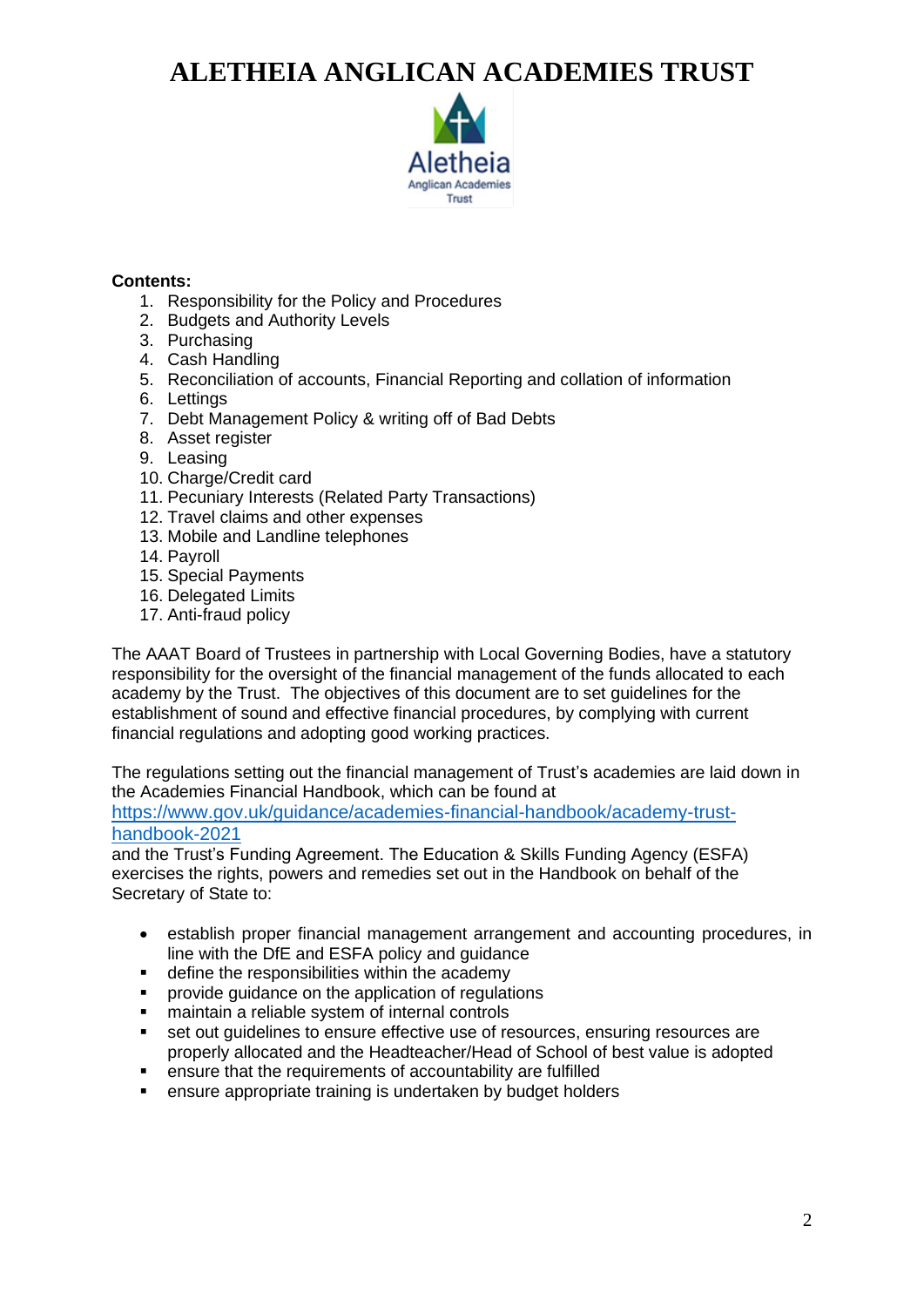# ALETHEIA ANGLICAN ACADEMIES TRUST

**Contents:**

1. Responsibility for the Policy and Procedures
2. Budgets and Authority Levels
3. Purchasing
4. Cash Handling
5. Reconciliation of accounts, Financial Reporting and collation of information
6. Lettings
7. Debt Management Policy & writing off of Bad Debts
8. Asset register
9. Leasing
10. Charge/Credit card
11. Pecuniary Interests (Related Party Transactions)
12. Travel claims and other expenses
13. Mobile and Landline telephones
14. Payroll
15. Special Payments
16. Delegated Limits
17. Anti-fraud policy

The AAAT Board of Trustees in partnership with Local Governing Bodies, have a statutory responsibility for the oversight of the financial management of the funds allocated to each academy by the Trust. The objectives of this document are to set guidelines for the establishment of sound and effective financial procedures, by complying with current financial regulations and adopting good working practices.

The regulations setting out the financial management of Trust's academies are laid down in the Academies Financial Handbook, which can be found at [https://www.gov.uk/guidance/academies-financial-handbook/academy-trust-handbook-2021](https://www.gov.uk/guidance/academies-financial-handbook/academy-trust-handbook-2021) and the Trust's Funding Agreement. The Education & Skills Funding Agency (ESFA) exercises the rights, powers and remedies set out in the Handbook on behalf of the Secretary of State to:

- establish proper financial management arrangement and accounting procedures, in line with the DfE and ESFA policy and guidance
- define the responsibilities within the academy
- provide guidance on the application of regulations
- maintain a reliable system of internal controls
- set out guidelines to ensure effective use of resources, ensuring resources are properly allocated and the Headteacher/Head of School of best value is adopted
- ensure that the requirements of accountability are fulfilled
- ensure appropriate training is undertaken by budget holders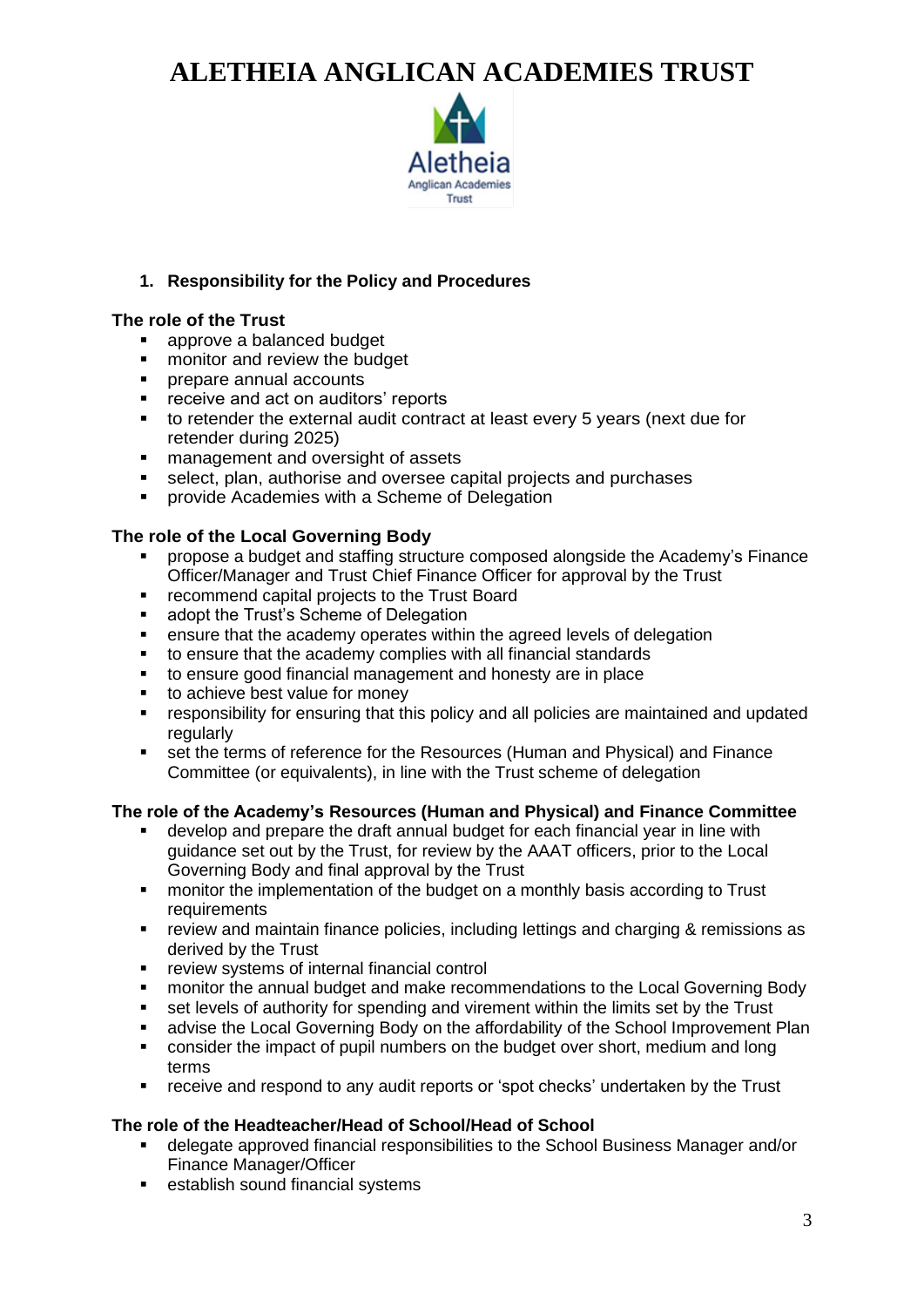# ALETHEIA ANGLICAN ACADEMIES TRUST

## 1. Responsibility for the Policy and Procedures

**The role of the Trust**

- approve a balanced budget
- monitor and review the budget
- prepare annual accounts
- receive and act on auditors' reports
- to retender the external audit contract at least every 5 years (next due for retender during 2025)
- management and oversight of assets
- select, plan, authorise and oversee capital projects and purchases
- provide Academies with a Scheme of Delegation

**The role of the Local Governing Body**

- propose a budget and staffing structure composed alongside the Academy's Finance Officer/Manager and Trust Chief Finance Officer for approval by the Trust
- recommend capital projects to the Trust Board
- adopt the Trust's Scheme of Delegation
- ensure that the academy operates within the agreed levels of delegation
- to ensure that the academy complies with all financial standards
- to ensure good financial management and honesty are in place
- to achieve best value for money
- responsibility for ensuring that this policy and all policies are maintained and updated regularly
- set the terms of reference for the Resources (Human and Physical) and Finance Committee (or equivalents), in line with the Trust scheme of delegation

**The role of the Academy's Resources (Human and Physical) and Finance Committee**

- develop and prepare the draft annual budget for each financial year in line with guidance set out by the Trust, for review by the AAAT officers, prior to the Local Governing Body and final approval by the Trust
- monitor the implementation of the budget on a monthly basis according to Trust requirements
- review and maintain finance policies, including lettings and charging & remissions as derived by the Trust
- review systems of internal financial control
- monitor the annual budget and make recommendations to the Local Governing Body
- set levels of authority for spending and virement within the limits set by the Trust
- advise the Local Governing Body on the affordability of the School Improvement Plan
- consider the impact of pupil numbers on the budget over short, medium and long terms
- receive and respond to any audit reports or 'spot checks' undertaken by the Trust

**The role of the Headteacher/Head of School/Head of School**

- delegate approved financial responsibilities to the School Business Manager and/or Finance Manager/Officer
- establish sound financial systems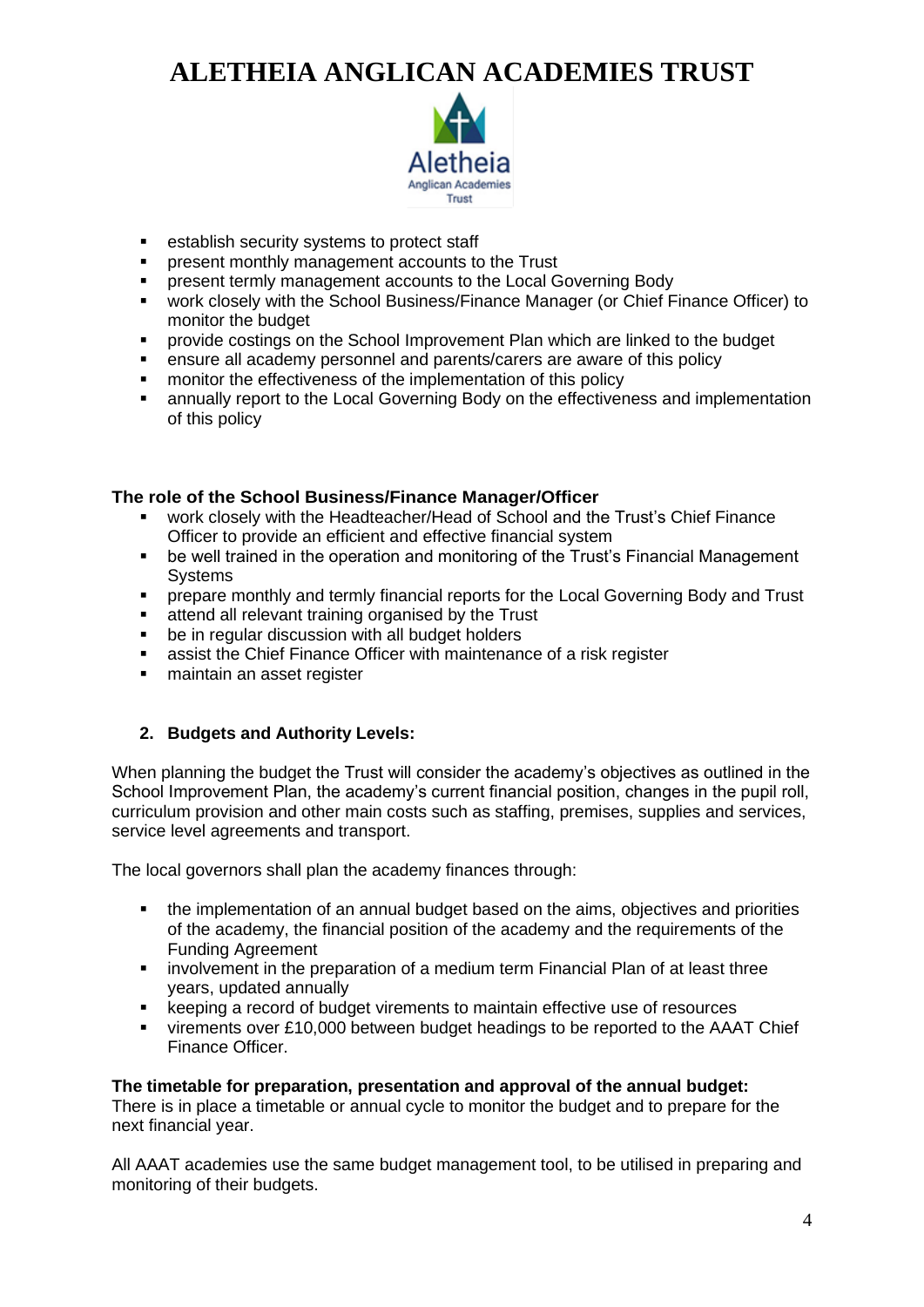- establish security systems to protect staff
- present monthly management accounts to the Trust
- present termly management accounts to the Local Governing Body
- work closely with the School Business/Finance Manager (or Chief Finance Officer) to monitor the budget
- provide costings on the School Improvement Plan which are linked to the budget
- ensure all academy personnel and parents/carers are aware of this policy
- monitor the effectiveness of the implementation of this policy
- annually report to the Local Governing Body on the effectiveness and implementation of this policy

**The role of the School Business/Finance Manager/Officer**

- work closely with the Headteacher/Head of School and the Trust's Chief Finance Officer to provide an efficient and effective financial system
- be well trained in the operation and monitoring of the Trust's Financial Management Systems
- prepare monthly and termly financial reports for the Local Governing Body and Trust
- attend all relevant training organised by the Trust
- be in regular discussion with all budget holders
- assist the Chief Finance Officer with maintenance of a risk register
- maintain an asset register

## 2. Budgets and Authority Levels:

When planning the budget the Trust will consider the academy's objectives as outlined in the School Improvement Plan, the academy's current financial position, changes in the pupil roll, curriculum provision and other main costs such as staffing, premises, supplies and services, service level agreements and transport.

The local governors shall plan the academy finances through:

- the implementation of an annual budget based on the aims, objectives and priorities of the academy, the financial position of the academy and the requirements of the Funding Agreement
- involvement in the preparation of a medium term Financial Plan of at least three years, updated annually
- keeping a record of budget virements to maintain effective use of resources
- virements over £10,000 between budget headings to be reported to the AAAT Chief Finance Officer.

**The timetable for preparation, presentation and approval of the annual budget:**
There is in place a timetable or annual cycle to monitor the budget and to prepare for the next financial year.

All AAAT academies use the same budget management tool, to be utilised in preparing and monitoring of their budgets.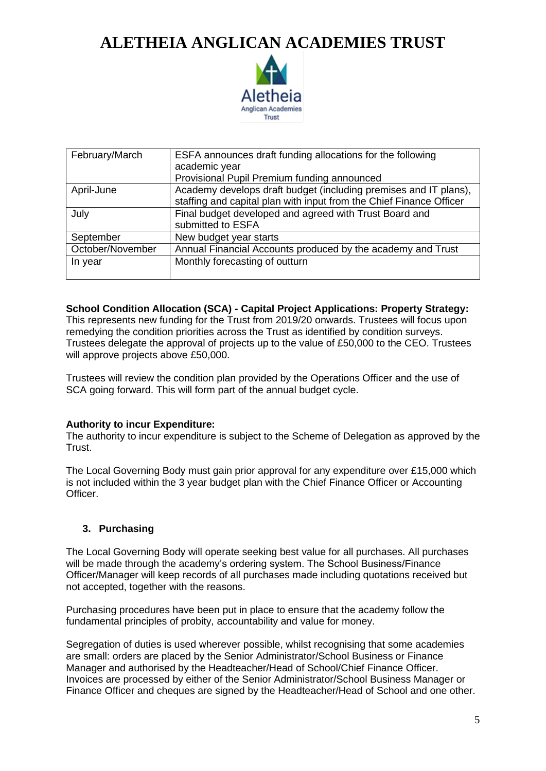| February/March | ESFA announces draft funding allocations for the following academic year<br>Provisional Pupil Premium funding announced |
|---|---|
| April-June | Academy develops draft budget (including premises and IT plans), staffing and capital plan with input from the Chief Finance Officer |
| July | Final budget developed and agreed with Trust Board and submitted to ESFA |
| September | New budget year starts |
| October/November | Annual Financial Accounts produced by the academy and Trust |
| In year | Monthly forecasting of outturn |

**School Condition Allocation (SCA) - Capital Project Applications: Property Strategy:** This represents new funding for the Trust from 2019/20 onwards. Trustees will focus upon remedying the condition priorities across the Trust as identified by condition surveys. Trustees delegate the approval of projects up to the value of £50,000 to the CEO. Trustees will approve projects above £50,000.

Trustees will review the condition plan provided by the Operations Officer and the use of SCA going forward. This will form part of the annual budget cycle.

**Authority to incur Expenditure:**

The authority to incur expenditure is subject to the Scheme of Delegation as approved by the Trust.

The Local Governing Body must gain prior approval for any expenditure over £15,000 which is not included within the 3 year budget plan with the Chief Finance Officer or Accounting Officer.

### 3. Purchasing

The Local Governing Body will operate seeking best value for all purchases. All purchases will be made through the academy's ordering system. The School Business/Finance Officer/Manager will keep records of all purchases made including quotations received but not accepted, together with the reasons.

Purchasing procedures have been put in place to ensure that the academy follow the fundamental principles of probity, accountability and value for money.

Segregation of duties is used wherever possible, whilst recognising that some academies are small: orders are placed by the Senior Administrator/School Business or Finance Manager and authorised by the Headteacher/Head of School/Chief Finance Officer. Invoices are processed by either of the Senior Administrator/School Business Manager or Finance Officer and cheques are signed by the Headteacher/Head of School and one other.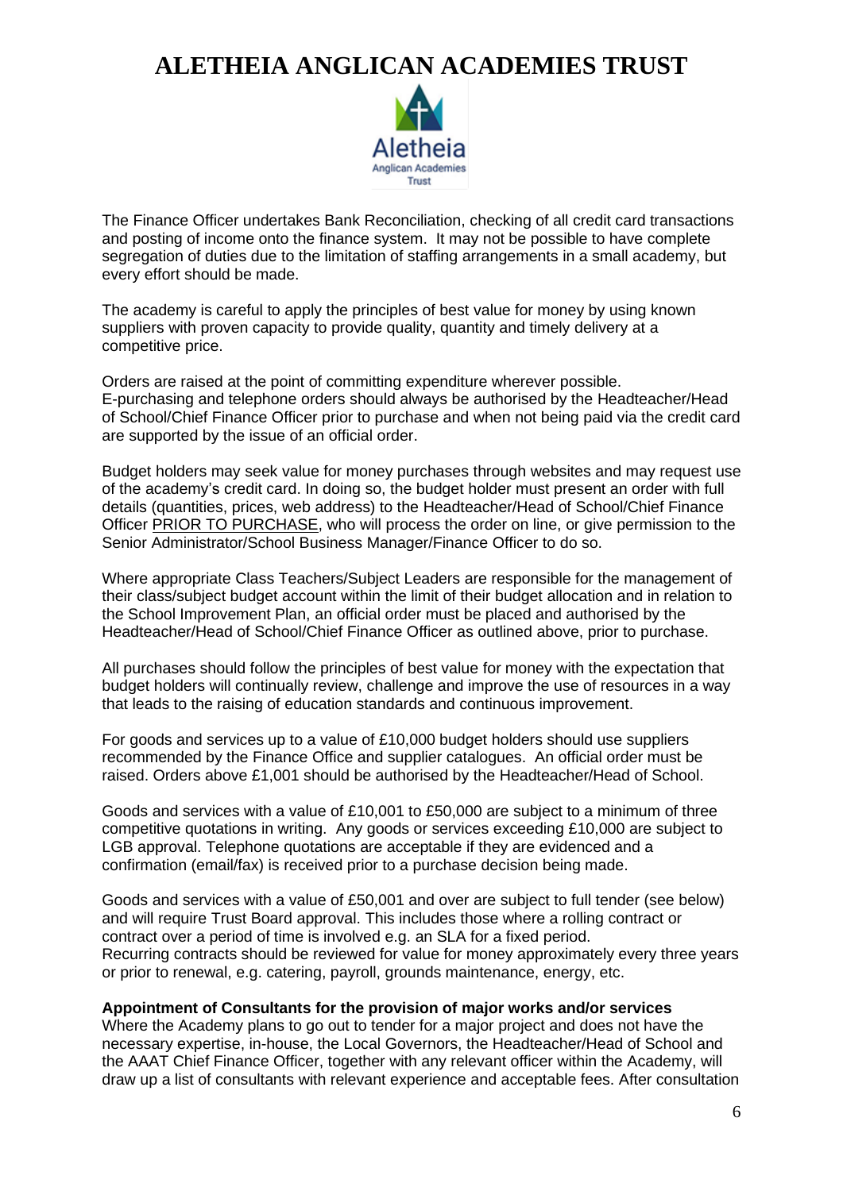The Finance Officer undertakes Bank Reconciliation, checking of all credit card transactions and posting of income onto the finance system. It may not be possible to have complete segregation of duties due to the limitation of staffing arrangements in a small academy, but every effort should be made.

The academy is careful to apply the principles of best value for money by using known suppliers with proven capacity to provide quality, quantity and timely delivery at a competitive price.

Orders are raised at the point of committing expenditure wherever possible. E-purchasing and telephone orders should always be authorised by the Headteacher/Head of School/Chief Finance Officer prior to purchase and when not being paid via the credit card are supported by the issue of an official order.

Budget holders may seek value for money purchases through websites and may request use of the academy's credit card. In doing so, the budget holder must present an order with full details (quantities, prices, web address) to the Headteacher/Head of School/Chief Finance Officer PRIOR TO PURCHASE, who will process the order on line, or give permission to the Senior Administrator/School Business Manager/Finance Officer to do so.

Where appropriate Class Teachers/Subject Leaders are responsible for the management of their class/subject budget account within the limit of their budget allocation and in relation to the School Improvement Plan, an official order must be placed and authorised by the Headteacher/Head of School/Chief Finance Officer as outlined above, prior to purchase.

All purchases should follow the principles of best value for money with the expectation that budget holders will continually review, challenge and improve the use of resources in a way that leads to the raising of education standards and continuous improvement.

For goods and services up to a value of £10,000 budget holders should use suppliers recommended by the Finance Office and supplier catalogues. An official order must be raised. Orders above £1,001 should be authorised by the Headteacher/Head of School.

Goods and services with a value of £10,001 to £50,000 are subject to a minimum of three competitive quotations in writing. Any goods or services exceeding £10,000 are subject to LGB approval. Telephone quotations are acceptable if they are evidenced and a confirmation (email/fax) is received prior to a purchase decision being made.

Goods and services with a value of £50,001 and over are subject to full tender (see below) and will require Trust Board approval. This includes those where a rolling contract or contract over a period of time is involved e.g. an SLA for a fixed period. Recurring contracts should be reviewed for value for money approximately every three years or prior to renewal, e.g. catering, payroll, grounds maintenance, energy, etc.

**Appointment of Consultants for the provision of major works and/or services**

Where the Academy plans to go out to tender for a major project and does not have the necessary expertise, in-house, the Local Governors, the Headteacher/Head of School and the AAAT Chief Finance Officer, together with any relevant officer within the Academy, will draw up a list of consultants with relevant experience and acceptable fees. After consultation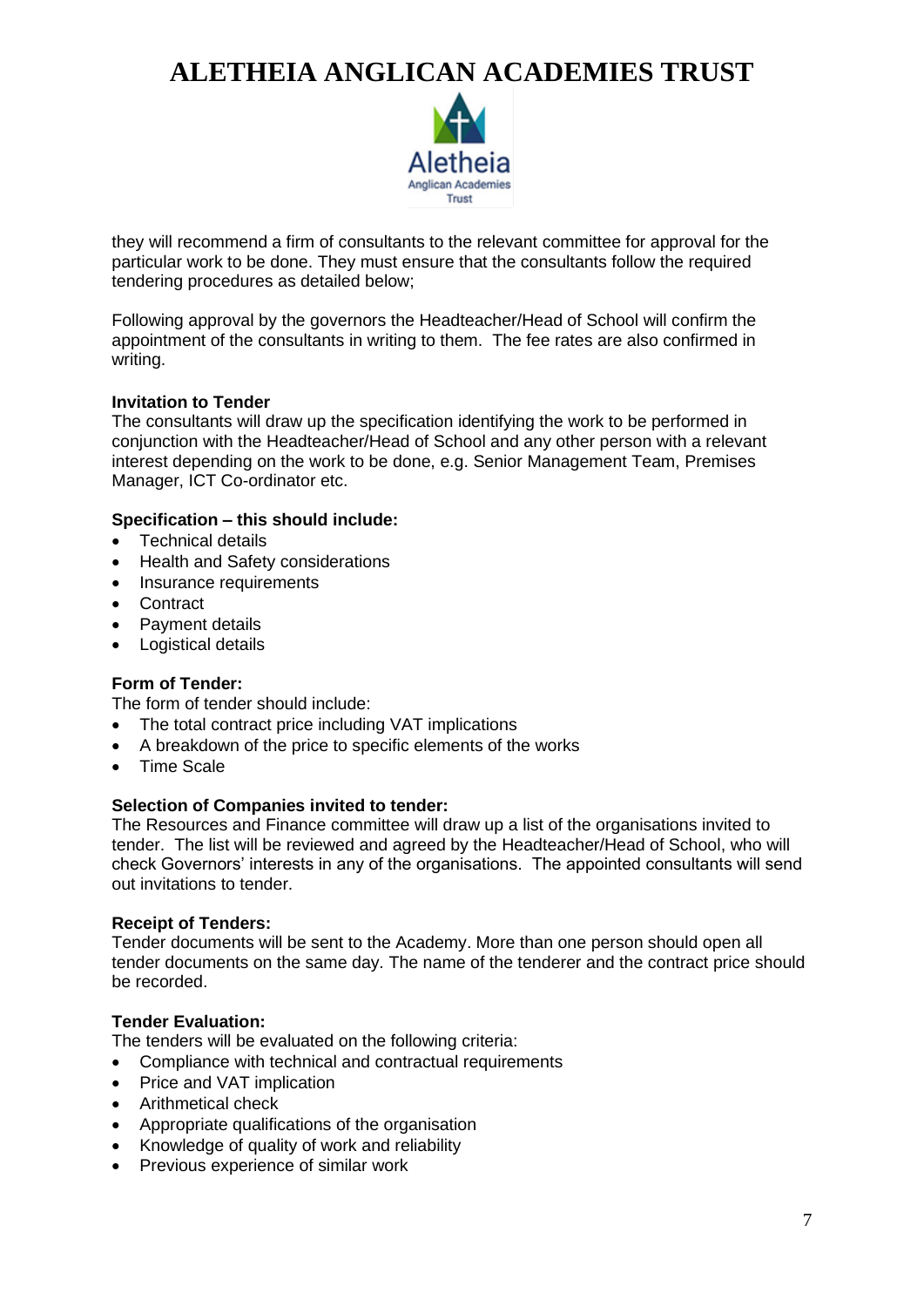they will recommend a firm of consultants to the relevant committee for approval for the particular work to be done. They must ensure that the consultants follow the required tendering procedures as detailed below;

Following approval by the governors the Headteacher/Head of School will confirm the appointment of the consultants in writing to them. The fee rates are also confirmed in writing.

**Invitation to Tender**
The consultants will draw up the specification identifying the work to be performed in conjunction with the Headteacher/Head of School and any other person with a relevant interest depending on the work to be done, e.g. Senior Management Team, Premises Manager, ICT Co-ordinator etc.

**Specification – this should include:**

- Technical details
- Health and Safety considerations
- Insurance requirements
- Contract
- Payment details
- Logistical details

**Form of Tender:**
The form of tender should include:

- The total contract price including VAT implications
- A breakdown of the price to specific elements of the works
- Time Scale

**Selection of Companies invited to tender:**
The Resources and Finance committee will draw up a list of the organisations invited to tender. The list will be reviewed and agreed by the Headteacher/Head of School, who will check Governors' interests in any of the organisations. The appointed consultants will send out invitations to tender.

**Receipt of Tenders:**
Tender documents will be sent to the Academy. More than one person should open all tender documents on the same day. The name of the tenderer and the contract price should be recorded.

**Tender Evaluation:**
The tenders will be evaluated on the following criteria:

- Compliance with technical and contractual requirements
- Price and VAT implication
- Arithmetical check
- Appropriate qualifications of the organisation
- Knowledge of quality of work and reliability
- Previous experience of similar work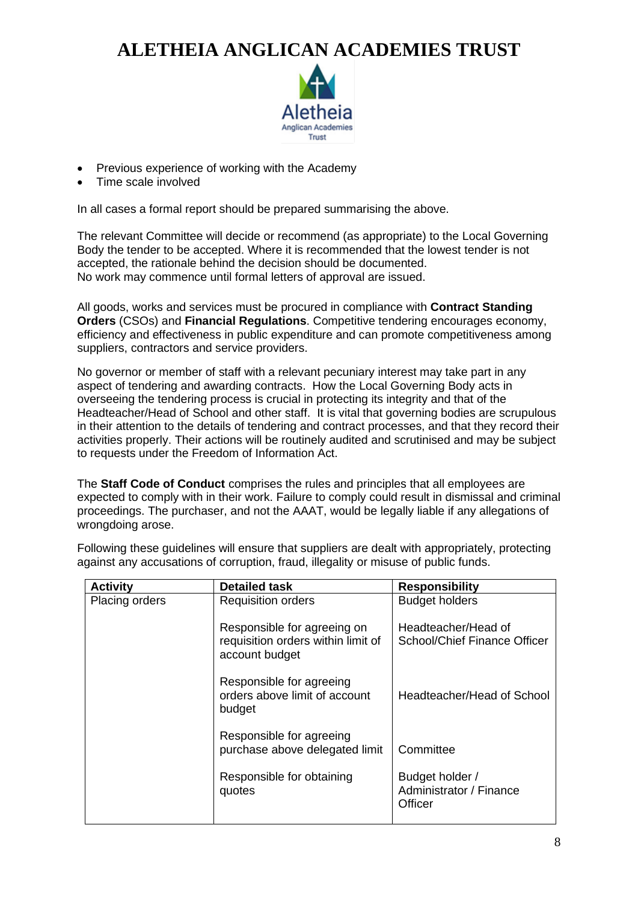- Previous experience of working with the Academy
- Time scale involved

In all cases a formal report should be prepared summarising the above.

The relevant Committee will decide or recommend (as appropriate) to the Local Governing Body the tender to be accepted. Where it is recommended that the lowest tender is not accepted, the rationale behind the decision should be documented.
No work may commence until formal letters of approval are issued.

All goods, works and services must be procured in compliance with **Contract Standing Orders** (CSOs) and **Financial Regulations**. Competitive tendering encourages economy, efficiency and effectiveness in public expenditure and can promote competitiveness among suppliers, contractors and service providers.

No governor or member of staff with a relevant pecuniary interest may take part in any aspect of tendering and awarding contracts. How the Local Governing Body acts in overseeing the tendering process is crucial in protecting its integrity and that of the Headteacher/Head of School and other staff. It is vital that governing bodies are scrupulous in their attention to the details of tendering and contract processes, and that they record their activities properly. Their actions will be routinely audited and scrutinised and may be subject to requests under the Freedom of Information Act.

The **Staff Code of Conduct** comprises the rules and principles that all employees are expected to comply with in their work. Failure to comply could result in dismissal and criminal proceedings. The purchaser, and not the AAAT, would be legally liable if any allegations of wrongdoing arose.

Following these guidelines will ensure that suppliers are dealt with appropriately, protecting against any accusations of corruption, fraud, illegality or misuse of public funds.

| Activity | Detailed task | Responsibility |
|---|---|---|
| Placing orders | Requisition orders | Budget holders |
| | Responsible for agreeing on requisition orders within limit of account budget | Headteacher/Head of School/Chief Finance Officer |
| | Responsible for agreeing orders above limit of account budget | Headteacher/Head of School |
| | Responsible for agreeing purchase above delegated limit | Committee |
| | Responsible for obtaining quotes | Budget holder / Administrator / Finance Officer |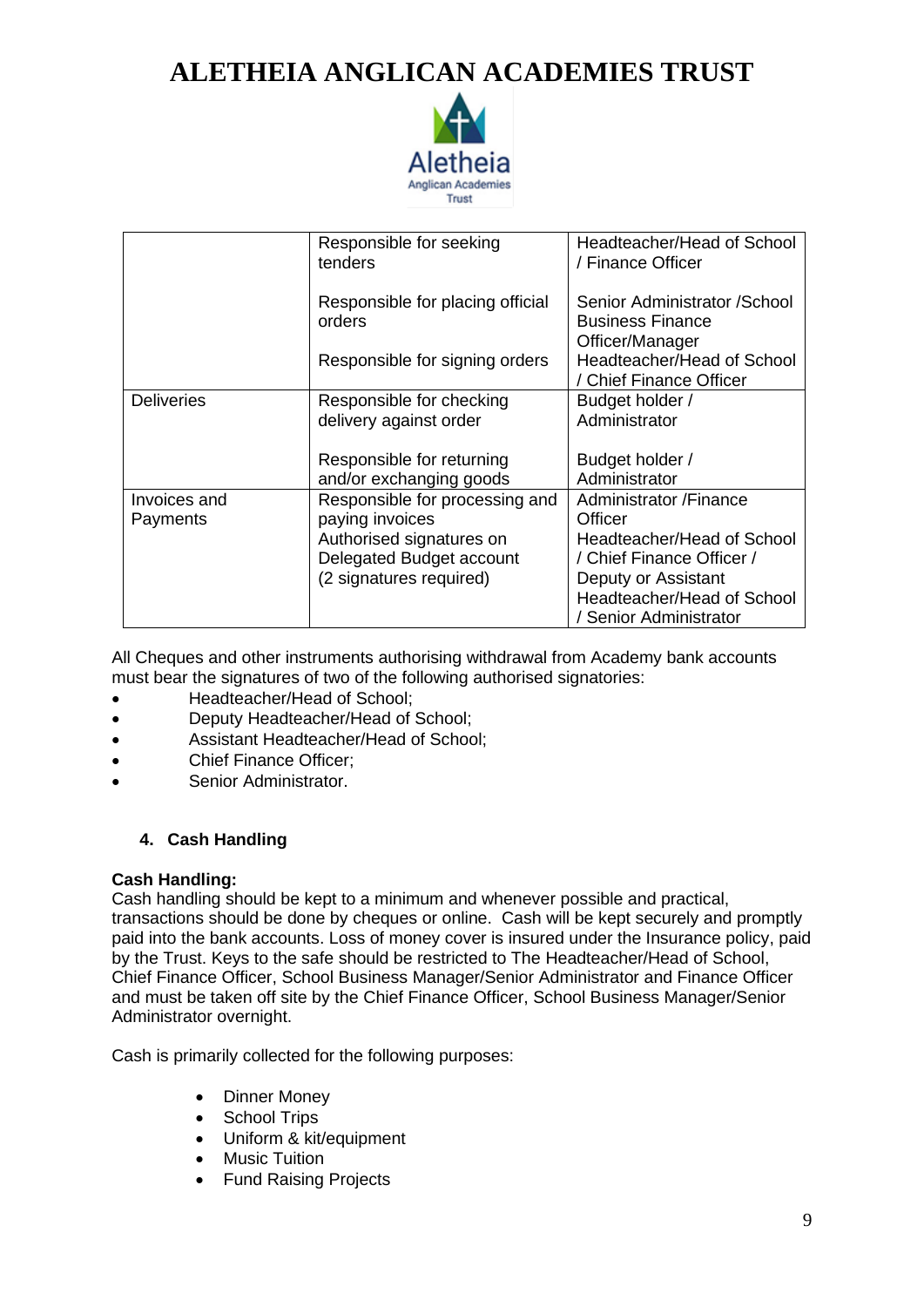| | | |
|---|---|---|
| | Responsible for seeking tenders<br><br>Responsible for placing official orders<br><br>Responsible for signing orders | Headteacher/Head of School / Finance Officer<br><br>Senior Administrator /School Business Finance Officer/Manager<br>Headteacher/Head of School / Chief Finance Officer |
| Deliveries | Responsible for checking delivery against order<br><br>Responsible for returning and/or exchanging goods | Budget holder / Administrator<br><br>Budget holder / Administrator |
| Invoices and Payments | Responsible for processing and paying invoices<br>Authorised signatures on Delegated Budget account (2 signatures required) | Administrator /Finance Officer<br>Headteacher/Head of School / Chief Finance Officer / Deputy or Assistant Headteacher/Head of School / Senior Administrator |

All Cheques and other instruments authorising withdrawal from Academy bank accounts must bear the signatures of two of the following authorised signatories:

- Headteacher/Head of School;
- Deputy Headteacher/Head of School;
- Assistant Headteacher/Head of School;
- Chief Finance Officer;
- Senior Administrator.

## 4. Cash Handling

**Cash Handling:**
Cash handling should be kept to a minimum and whenever possible and practical, transactions should be done by cheques or online. Cash will be kept securely and promptly paid into the bank accounts. Loss of money cover is insured under the Insurance policy, paid by the Trust. Keys to the safe should be restricted to The Headteacher/Head of School, Chief Finance Officer, School Business Manager/Senior Administrator and Finance Officer and must be taken off site by the Chief Finance Officer, School Business Manager/Senior Administrator overnight.

Cash is primarily collected for the following purposes:

- Dinner Money
- School Trips
- Uniform & kit/equipment
- Music Tuition
- Fund Raising Projects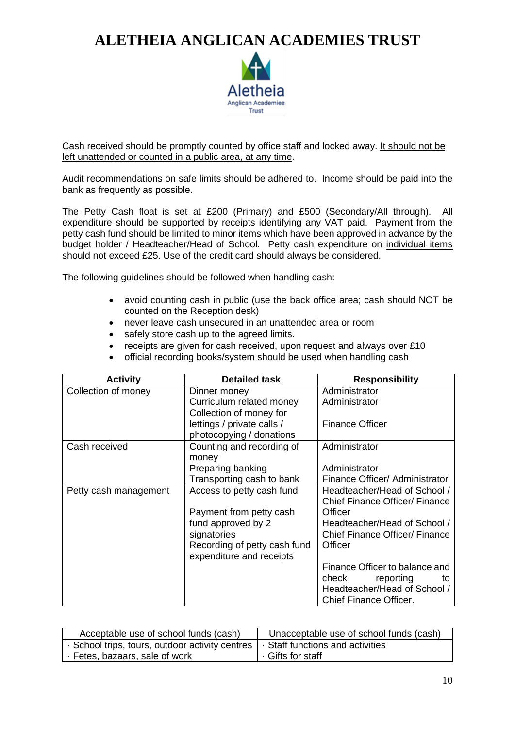# ALETHEIA ANGLICAN ACADEMIES TRUST

Cash received should be promptly counted by office staff and locked away. It should not be left unattended or counted in a public area, at any time.

Audit recommendations on safe limits should be adhered to. Income should be paid into the bank as frequently as possible.

The Petty Cash float is set at £200 (Primary) and £500 (Secondary/All through). All expenditure should be supported by receipts identifying any VAT paid. Payment from the petty cash fund should be limited to minor items which have been approved in advance by the budget holder / Headteacher/Head of School. Petty cash expenditure on individual items should not exceed £25. Use of the credit card should always be considered.

The following guidelines should be followed when handling cash:

- avoid counting cash in public (use the back office area; cash should NOT be counted on the Reception desk)
- never leave cash unsecured in an unattended area or room
- safely store cash up to the agreed limits.
- receipts are given for cash received, upon request and always over £10
- official recording books/system should be used when handling cash

| Activity | Detailed task | Responsibility |
|---|---|---|
| Collection of money | Dinner money<br>Curriculum related money<br>Collection of money for lettings / private calls / photocopying / donations | Administrator<br>Administrator<br>Finance Officer |
| Cash received | Counting and recording of money<br>Preparing banking<br>Transporting cash to bank | Administrator<br>Administrator<br>Finance Officer/ Administrator |
| Petty cash management | Access to petty cash fund<br>Payment from petty cash fund approved by 2 signatories<br>Recording of petty cash fund expenditure and receipts | Headteacher/Head of School / Chief Finance Officer/ Finance Officer<br>Headteacher/Head of School / Chief Finance Officer/ Finance Officer<br>Finance Officer to balance and check reporting to Headteacher/Head of School / Chief Finance Officer. |

| Acceptable use of school funds (cash) | Unacceptable use of school funds (cash) |
|---|---|
| · School trips, tours, outdoor activity centres<br>· Fetes, bazaars, sale of work | · Staff functions and activities<br>· Gifts for staff |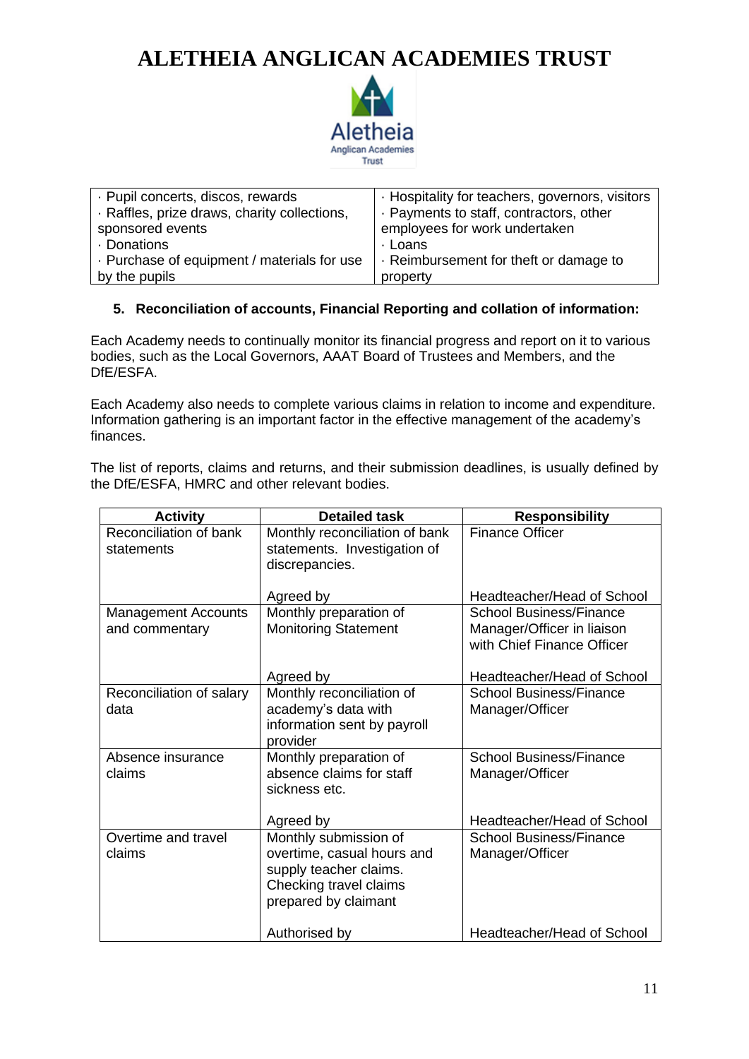| · Pupil concerts, discos, rewards<br>· Raffles, prize draws, charity collections, sponsored events<br>· Donations<br>· Purchase of equipment / materials for use by the pupils | · Hospitality for teachers, governors, visitors<br>· Payments to staff, contractors, other employees for work undertaken<br>· Loans<br>· Reimbursement for theft or damage to property |
|---|---|

## 5. Reconciliation of accounts, Financial Reporting and collation of information:

Each Academy needs to continually monitor its financial progress and report on it to various bodies, such as the Local Governors, AAAT Board of Trustees and Members, and the DfE/ESFA.

Each Academy also needs to complete various claims in relation to income and expenditure. Information gathering is an important factor in the effective management of the academy's finances.

The list of reports, claims and returns, and their submission deadlines, is usually defined by the DfE/ESFA, HMRC and other relevant bodies.

| Activity | Detailed task | Responsibility |
|---|---|---|
| Reconciliation of bank statements | Monthly reconciliation of bank statements. Investigation of discrepancies.<br><br>Agreed by | Finance Officer<br><br>Headteacher/Head of School |
| Management Accounts and commentary | Monthly preparation of Monitoring Statement<br><br>Agreed by | School Business/Finance Manager/Officer in liaison with Chief Finance Officer<br><br>Headteacher/Head of School |
| Reconciliation of salary data | Monthly reconciliation of academy's data with information sent by payroll provider | School Business/Finance Manager/Officer |
| Absence insurance claims | Monthly preparation of absence claims for staff sickness etc.<br><br>Agreed by | School Business/Finance Manager/Officer<br><br>Headteacher/Head of School |
| Overtime and travel claims | Monthly submission of overtime, casual hours and supply teacher claims. Checking travel claims prepared by claimant<br><br>Authorised by | School Business/Finance Manager/Officer<br><br>Headteacher/Head of School |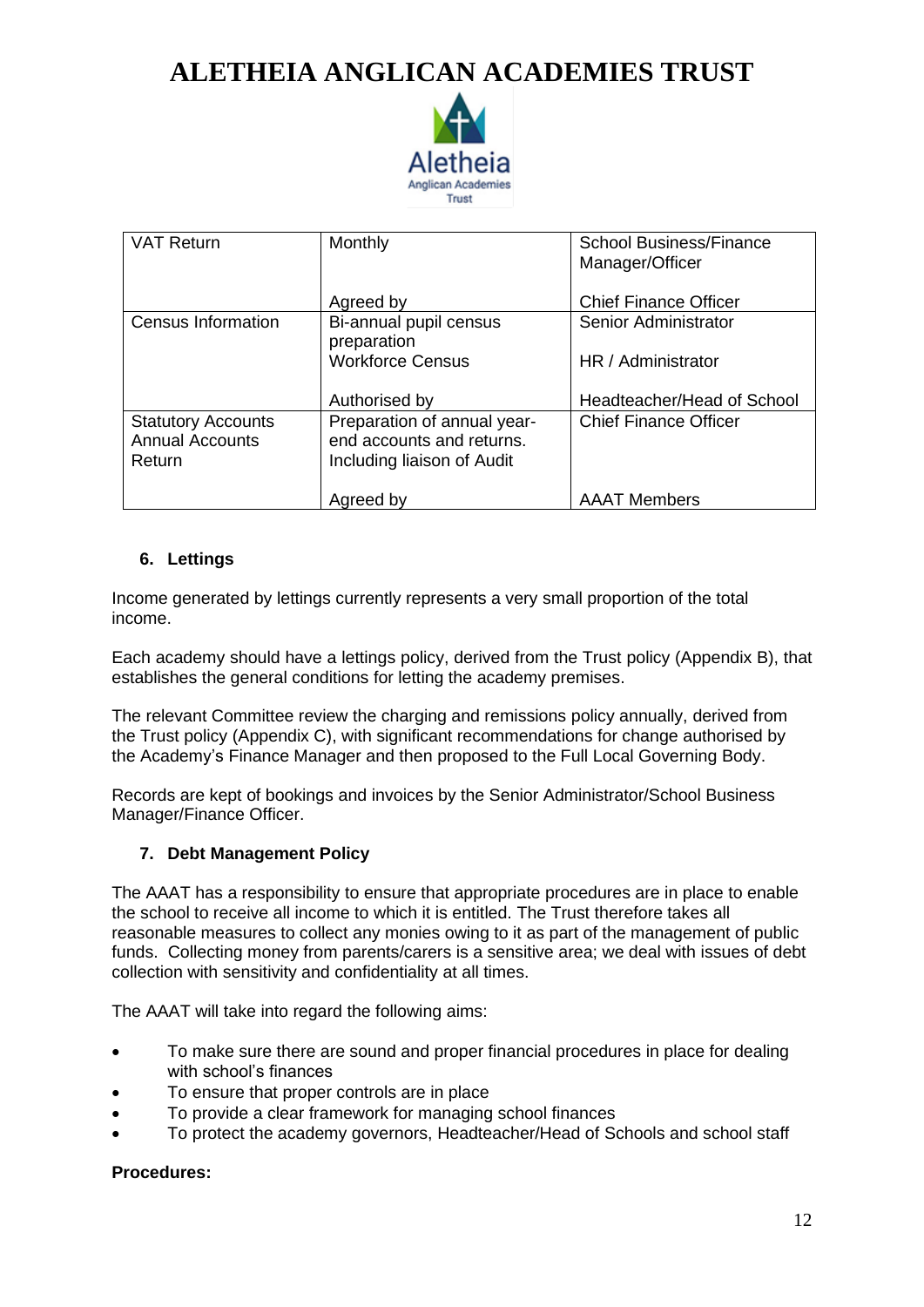| VAT Return | Monthly<br><br>Agreed by | School Business/Finance Manager/Officer<br><br>Chief Finance Officer |
|---|---|---|
| Census Information | Bi-annual pupil census preparation<br>Workforce Census<br><br>Authorised by | Senior Administrator<br><br>HR / Administrator<br><br>Headteacher/Head of School |
| Statutory Accounts Annual Accounts Return | Preparation of annual year-end accounts and returns. Including liaison of Audit<br><br>Agreed by | Chief Finance Officer<br><br><br>AAAT Members |

### 6. Lettings

Income generated by lettings currently represents a very small proportion of the total income.

Each academy should have a lettings policy, derived from the Trust policy (Appendix B), that establishes the general conditions for letting the academy premises.

The relevant Committee review the charging and remissions policy annually, derived from the Trust policy (Appendix C), with significant recommendations for change authorised by the Academy's Finance Manager and then proposed to the Full Local Governing Body.

Records are kept of bookings and invoices by the Senior Administrator/School Business Manager/Finance Officer.

### 7. Debt Management Policy

The AAAT has a responsibility to ensure that appropriate procedures are in place to enable the school to receive all income to which it is entitled. The Trust therefore takes all reasonable measures to collect any monies owing to it as part of the management of public funds. Collecting money from parents/carers is a sensitive area; we deal with issues of debt collection with sensitivity and confidentiality at all times.

The AAAT will take into regard the following aims:

- To make sure there are sound and proper financial procedures in place for dealing with school's finances
- To ensure that proper controls are in place
- To provide a clear framework for managing school finances
- To protect the academy governors, Headteacher/Head of Schools and school staff

**Procedures:**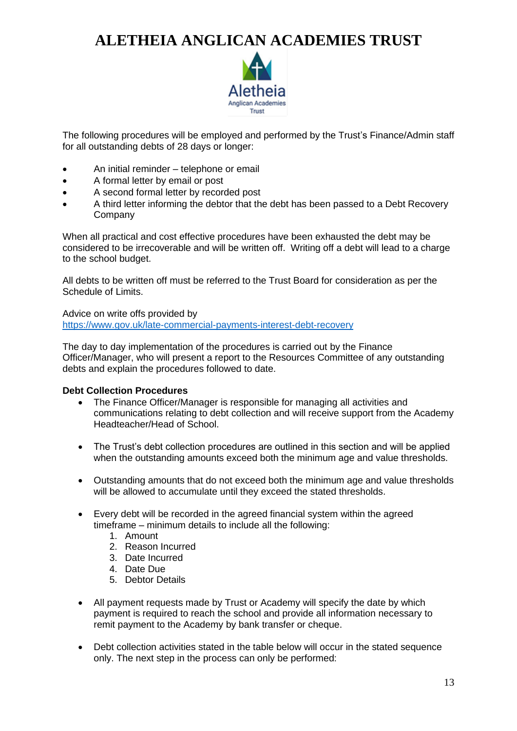# ALETHEIA ANGLICAN ACADEMIES TRUST

The following procedures will be employed and performed by the Trust's Finance/Admin staff for all outstanding debts of 28 days or longer:

- An initial reminder – telephone or email
- A formal letter by email or post
- A second formal letter by recorded post
- A third letter informing the debtor that the debt has been passed to a Debt Recovery Company

When all practical and cost effective procedures have been exhausted the debt may be considered to be irrecoverable and will be written off. Writing off a debt will lead to a charge to the school budget.

All debts to be written off must be referred to the Trust Board for consideration as per the Schedule of Limits.

Advice on write offs provided by
https://www.gov.uk/late-commercial-payments-interest-debt-recovery

The day to day implementation of the procedures is carried out by the Finance Officer/Manager, who will present a report to the Resources Committee of any outstanding debts and explain the procedures followed to date.

**Debt Collection Procedures**

- The Finance Officer/Manager is responsible for managing all activities and communications relating to debt collection and will receive support from the Academy Headteacher/Head of School.

- The Trust's debt collection procedures are outlined in this section and will be applied when the outstanding amounts exceed both the minimum age and value thresholds.

- Outstanding amounts that do not exceed both the minimum age and value thresholds will be allowed to accumulate until they exceed the stated thresholds.

- Every debt will be recorded in the agreed financial system within the agreed timeframe – minimum details to include all the following:
  1. Amount
  2. Reason Incurred
  3. Date Incurred
  4. Date Due
  5. Debtor Details

- All payment requests made by Trust or Academy will specify the date by which payment is required to reach the school and provide all information necessary to remit payment to the Academy by bank transfer or cheque.

- Debt collection activities stated in the table below will occur in the stated sequence only. The next step in the process can only be performed: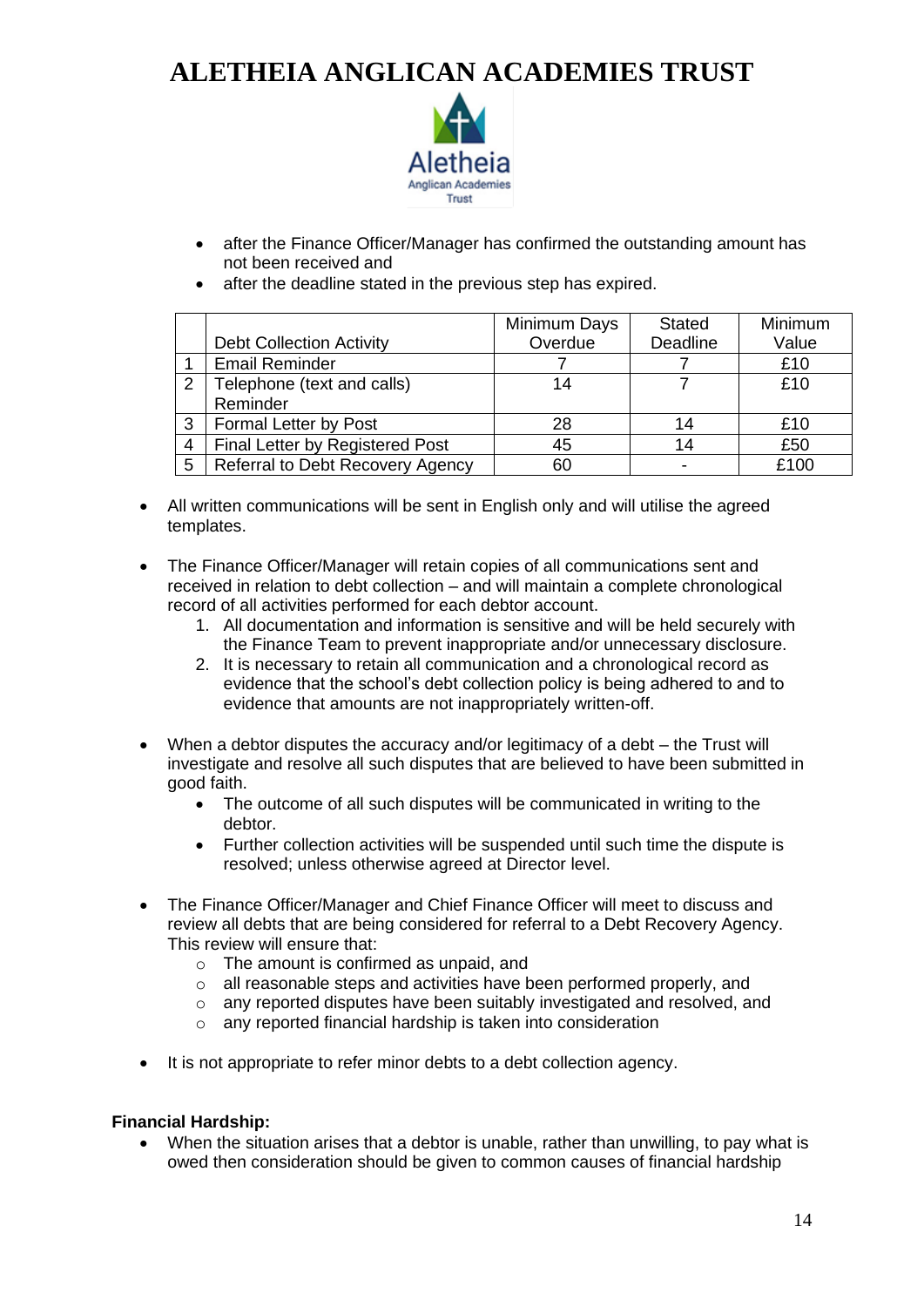- after the Finance Officer/Manager has confirmed the outstanding amount has not been received and
- after the deadline stated in the previous step has expired.

| | Debt Collection Activity | Minimum Days Overdue | Stated Deadline | Minimum Value |
|---|---|---|---|---|
| 1 | Email Reminder | 7 | 7 | £10 |
| 2 | Telephone (text and calls) Reminder | 14 | 7 | £10 |
| 3 | Formal Letter by Post | 28 | 14 | £10 |
| 4 | Final Letter by Registered Post | 45 | 14 | £50 |
| 5 | Referral to Debt Recovery Agency | 60 | - | £100 |

- All written communications will be sent in English only and will utilise the agreed templates.

- The Finance Officer/Manager will retain copies of all communications sent and received in relation to debt collection – and will maintain a complete chronological record of all activities performed for each debtor account.
  1. All documentation and information is sensitive and will be held securely with the Finance Team to prevent inappropriate and/or unnecessary disclosure.
  2. It is necessary to retain all communication and a chronological record as evidence that the school's debt collection policy is being adhered to and to evidence that amounts are not inappropriately written-off.

- When a debtor disputes the accuracy and/or legitimacy of a debt – the Trust will investigate and resolve all such disputes that are believed to have been submitted in good faith.
  - The outcome of all such disputes will be communicated in writing to the debtor.
  - Further collection activities will be suspended until such time the dispute is resolved; unless otherwise agreed at Director level.

- The Finance Officer/Manager and Chief Finance Officer will meet to discuss and review all debts that are being considered for referral to a Debt Recovery Agency. This review will ensure that:
  - The amount is confirmed as unpaid, and
  - all reasonable steps and activities have been performed properly, and
  - any reported disputes have been suitably investigated and resolved, and
  - any reported financial hardship is taken into consideration

- It is not appropriate to refer minor debts to a debt collection agency.

**Financial Hardship:**

- When the situation arises that a debtor is unable, rather than unwilling, to pay what is owed then consideration should be given to common causes of financial hardship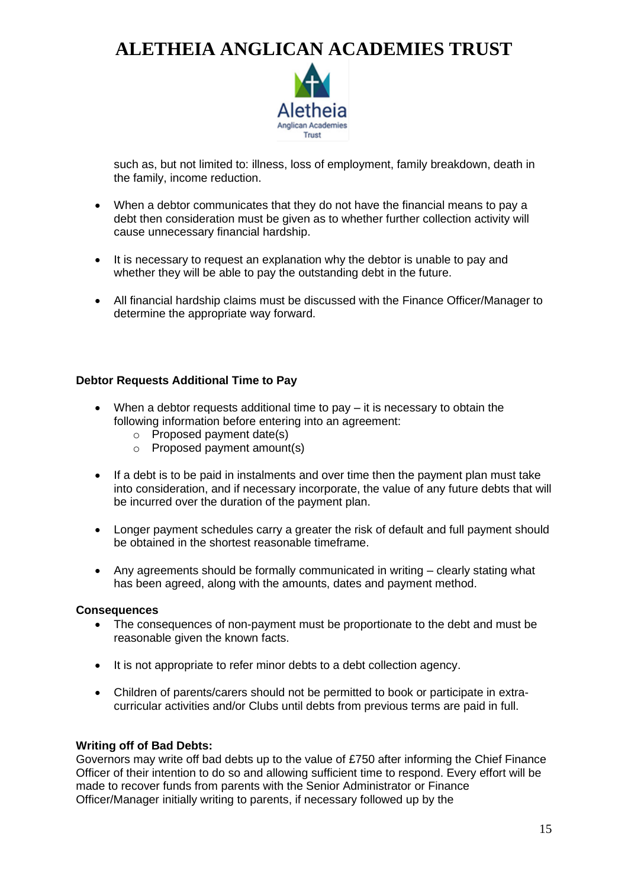such as, but not limited to: illness, loss of employment, family breakdown, death in the family, income reduction.

- When a debtor communicates that they do not have the financial means to pay a debt then consideration must be given as to whether further collection activity will cause unnecessary financial hardship.
- It is necessary to request an explanation why the debtor is unable to pay and whether they will be able to pay the outstanding debt in the future.
- All financial hardship claims must be discussed with the Finance Officer/Manager to determine the appropriate way forward.

**Debtor Requests Additional Time to Pay**

- When a debtor requests additional time to pay – it is necessary to obtain the following information before entering into an agreement:
  - Proposed payment date(s)
  - Proposed payment amount(s)
- If a debt is to be paid in instalments and over time then the payment plan must take into consideration, and if necessary incorporate, the value of any future debts that will be incurred over the duration of the payment plan.
- Longer payment schedules carry a greater the risk of default and full payment should be obtained in the shortest reasonable timeframe.
- Any agreements should be formally communicated in writing – clearly stating what has been agreed, along with the amounts, dates and payment method.

**Consequences**

- The consequences of non-payment must be proportionate to the debt and must be reasonable given the known facts.
- It is not appropriate to refer minor debts to a debt collection agency.
- Children of parents/carers should not be permitted to book or participate in extra-curricular activities and/or Clubs until debts from previous terms are paid in full.

**Writing off of Bad Debts:**

Governors may write off bad debts up to the value of £750 after informing the Chief Finance Officer of their intention to do so and allowing sufficient time to respond. Every effort will be made to recover funds from parents with the Senior Administrator or Finance Officer/Manager initially writing to parents, if necessary followed up by the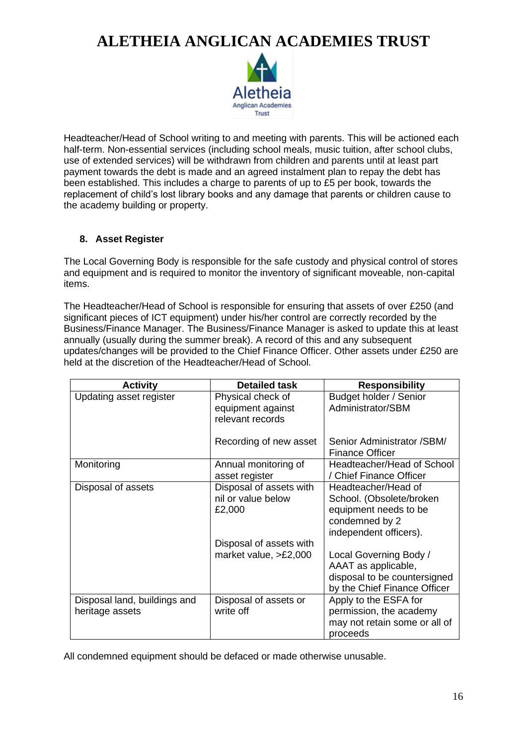Headteacher/Head of School writing to and meeting with parents. This will be actioned each half-term. Non-essential services (including school meals, music tuition, after school clubs, use of extended services) will be withdrawn from children and parents until at least part payment towards the debt is made and an agreed instalment plan to repay the debt has been established. This includes a charge to parents of up to £5 per book, towards the replacement of child's lost library books and any damage that parents or children cause to the academy building or property.

## 8. Asset Register

The Local Governing Body is responsible for the safe custody and physical control of stores and equipment and is required to monitor the inventory of significant moveable, non-capital items.

The Headteacher/Head of School is responsible for ensuring that assets of over £250 (and significant pieces of ICT equipment) under his/her control are correctly recorded by the Business/Finance Manager. The Business/Finance Manager is asked to update this at least annually (usually during the summer break). A record of this and any subsequent updates/changes will be provided to the Chief Finance Officer. Other assets under £250 are held at the discretion of the Headteacher/Head of School.

| Activity | Detailed task | Responsibility |
|---|---|---|
| Updating asset register | Physical check of equipment against relevant records | Budget holder / Senior Administrator/SBM |
| | Recording of new asset | Senior Administrator /SBM/ Finance Officer |
| Monitoring | Annual monitoring of asset register | Headteacher/Head of School / Chief Finance Officer |
| Disposal of assets | Disposal of assets with nil or value below £2,000 | Headteacher/Head of School. (Obsolete/broken equipment needs to be condemned by 2 independent officers). |
| | Disposal of assets with market value, >£2,000 | Local Governing Body / AAAT as applicable, disposal to be countersigned by the Chief Finance Officer |
| Disposal land, buildings and heritage assets | Disposal of assets or write off | Apply to the ESFA for permission, the academy may not retain some or all of proceeds |

All condemned equipment should be defaced or made otherwise unusable.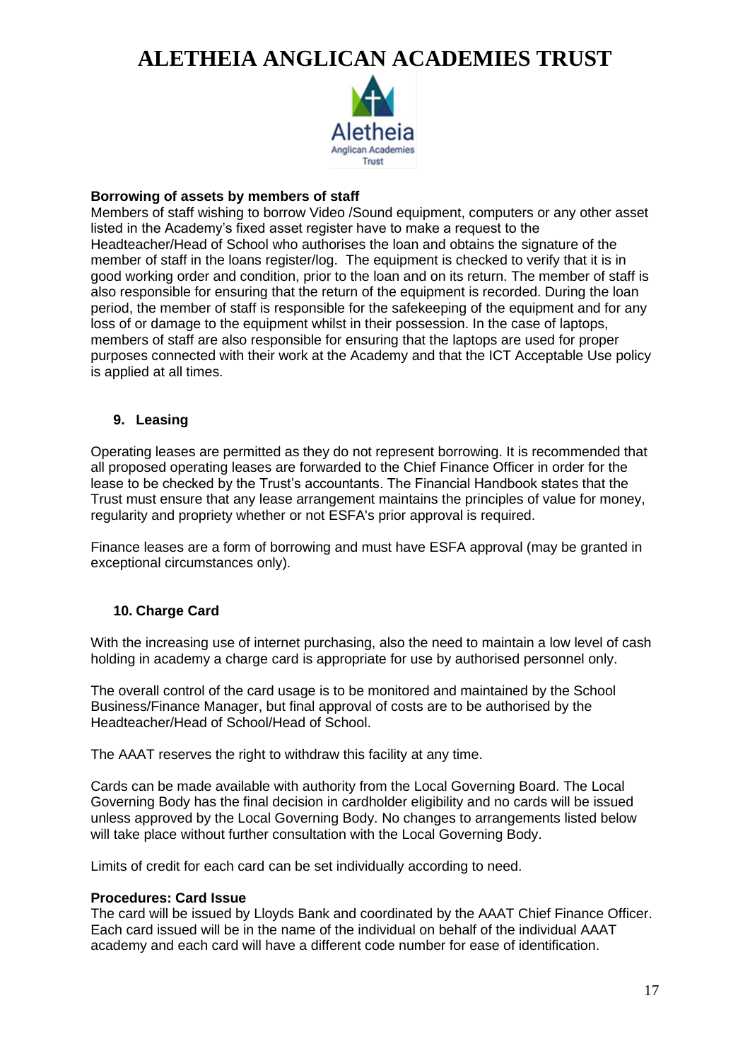**Borrowing of assets by members of staff**

Members of staff wishing to borrow Video /Sound equipment, computers or any other asset listed in the Academy's fixed asset register have to make a request to the Headteacher/Head of School who authorises the loan and obtains the signature of the member of staff in the loans register/log. The equipment is checked to verify that it is in good working order and condition, prior to the loan and on its return. The member of staff is also responsible for ensuring that the return of the equipment is recorded. During the loan period, the member of staff is responsible for the safekeeping of the equipment and for any loss of or damage to the equipment whilst in their possession. In the case of laptops, members of staff are also responsible for ensuring that the laptops are used for proper purposes connected with their work at the Academy and that the ICT Acceptable Use policy is applied at all times.

## 9. Leasing

Operating leases are permitted as they do not represent borrowing. It is recommended that all proposed operating leases are forwarded to the Chief Finance Officer in order for the lease to be checked by the Trust's accountants. The Financial Handbook states that the Trust must ensure that any lease arrangement maintains the principles of value for money, regularity and propriety whether or not ESFA's prior approval is required.

Finance leases are a form of borrowing and must have ESFA approval (may be granted in exceptional circumstances only).

## 10. Charge Card

With the increasing use of internet purchasing, also the need to maintain a low level of cash holding in academy a charge card is appropriate for use by authorised personnel only.

The overall control of the card usage is to be monitored and maintained by the School Business/Finance Manager, but final approval of costs are to be authorised by the Headteacher/Head of School/Head of School.

The AAAT reserves the right to withdraw this facility at any time.

Cards can be made available with authority from the Local Governing Board. The Local Governing Body has the final decision in cardholder eligibility and no cards will be issued unless approved by the Local Governing Body. No changes to arrangements listed below will take place without further consultation with the Local Governing Body.

Limits of credit for each card can be set individually according to need.

**Procedures: Card Issue**

The card will be issued by Lloyds Bank and coordinated by the AAAT Chief Finance Officer. Each card issued will be in the name of the individual on behalf of the individual AAAT academy and each card will have a different code number for ease of identification.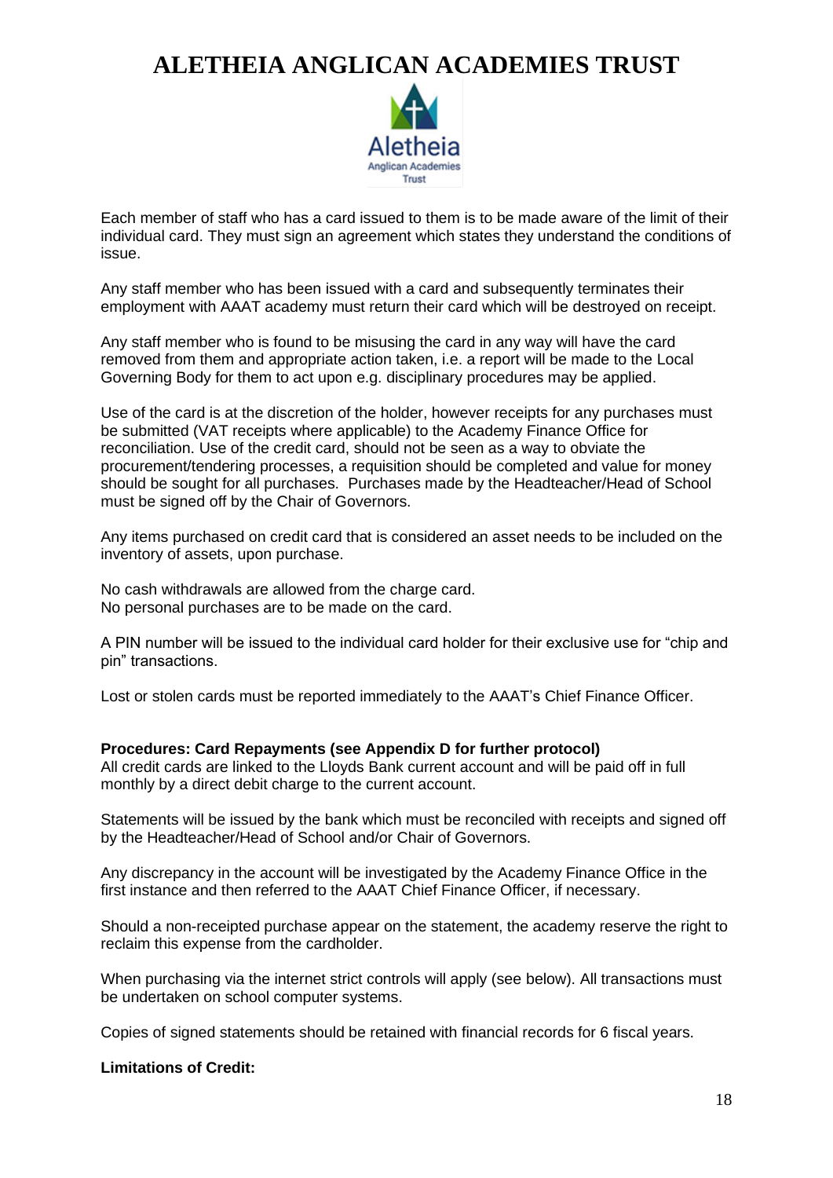Each member of staff who has a card issued to them is to be made aware of the limit of their individual card. They must sign an agreement which states they understand the conditions of issue.

Any staff member who has been issued with a card and subsequently terminates their employment with AAAT academy must return their card which will be destroyed on receipt.

Any staff member who is found to be misusing the card in any way will have the card removed from them and appropriate action taken, i.e. a report will be made to the Local Governing Body for them to act upon e.g. disciplinary procedures may be applied.

Use of the card is at the discretion of the holder, however receipts for any purchases must be submitted (VAT receipts where applicable) to the Academy Finance Office for reconciliation. Use of the credit card, should not be seen as a way to obviate the procurement/tendering processes, a requisition should be completed and value for money should be sought for all purchases. Purchases made by the Headteacher/Head of School must be signed off by the Chair of Governors.

Any items purchased on credit card that is considered an asset needs to be included on the inventory of assets, upon purchase.

No cash withdrawals are allowed from the charge card.
No personal purchases are to be made on the card.

A PIN number will be issued to the individual card holder for their exclusive use for "chip and pin" transactions.

Lost or stolen cards must be reported immediately to the AAAT's Chief Finance Officer.

**Procedures: Card Repayments (see Appendix D for further protocol)**
All credit cards are linked to the Lloyds Bank current account and will be paid off in full monthly by a direct debit charge to the current account.

Statements will be issued by the bank which must be reconciled with receipts and signed off by the Headteacher/Head of School and/or Chair of Governors.

Any discrepancy in the account will be investigated by the Academy Finance Office in the first instance and then referred to the AAAT Chief Finance Officer, if necessary.

Should a non-receipted purchase appear on the statement, the academy reserve the right to reclaim this expense from the cardholder.

When purchasing via the internet strict controls will apply (see below). All transactions must be undertaken on school computer systems.

Copies of signed statements should be retained with financial records for 6 fiscal years.

**Limitations of Credit:**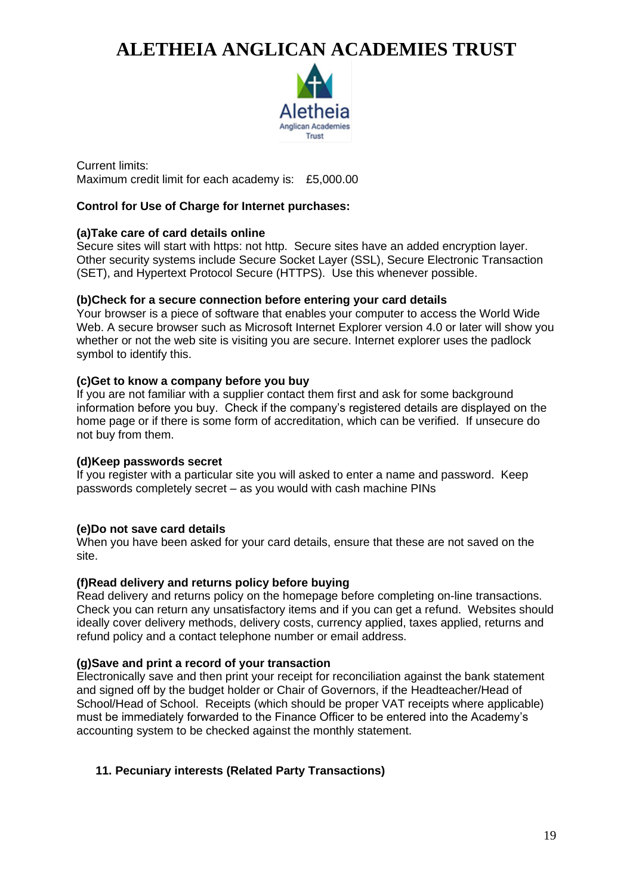Current limits:
Maximum credit limit for each academy is: £5,000.00

**Control for Use of Charge for Internet purchases:**

**(a)Take care of card details online**
Secure sites will start with https: not http. Secure sites have an added encryption layer. Other security systems include Secure Socket Layer (SSL), Secure Electronic Transaction (SET), and Hypertext Protocol Secure (HTTPS). Use this whenever possible.

**(b)Check for a secure connection before entering your card details**
Your browser is a piece of software that enables your computer to access the World Wide Web. A secure browser such as Microsoft Internet Explorer version 4.0 or later will show you whether or not the web site is visiting you are secure. Internet explorer uses the padlock symbol to identify this.

**(c)Get to know a company before you buy**
If you are not familiar with a supplier contact them first and ask for some background information before you buy. Check if the company's registered details are displayed on the home page or if there is some form of accreditation, which can be verified. If unsecure do not buy from them.

**(d)Keep passwords secret**
If you register with a particular site you will asked to enter a name and password. Keep passwords completely secret – as you would with cash machine PINs

**(e)Do not save card details**
When you have been asked for your card details, ensure that these are not saved on the site.

**(f)Read delivery and returns policy before buying**
Read delivery and returns policy on the homepage before completing on-line transactions. Check you can return any unsatisfactory items and if you can get a refund. Websites should ideally cover delivery methods, delivery costs, currency applied, taxes applied, returns and refund policy and a contact telephone number or email address.

**(g)Save and print a record of your transaction**
Electronically save and then print your receipt for reconciliation against the bank statement and signed off by the budget holder or Chair of Governors, if the Headteacher/Head of School/Head of School. Receipts (which should be proper VAT receipts where applicable) must be immediately forwarded to the Finance Officer to be entered into the Academy's accounting system to be checked against the monthly statement.

## 11. Pecuniary interests (Related Party Transactions)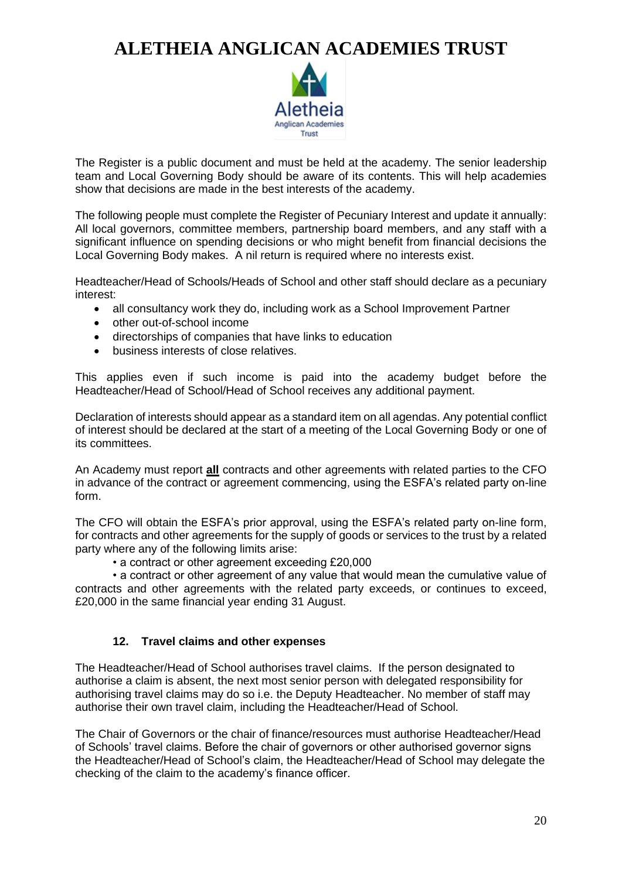The Register is a public document and must be held at the academy. The senior leadership team and Local Governing Body should be aware of its contents. This will help academies show that decisions are made in the best interests of the academy.

The following people must complete the Register of Pecuniary Interest and update it annually: All local governors, committee members, partnership board members, and any staff with a significant influence on spending decisions or who might benefit from financial decisions the Local Governing Body makes. A nil return is required where no interests exist.

Headteacher/Head of Schools/Heads of School and other staff should declare as a pecuniary interest:

- all consultancy work they do, including work as a School Improvement Partner
- other out-of-school income
- directorships of companies that have links to education
- business interests of close relatives.

This applies even if such income is paid into the academy budget before the Headteacher/Head of School/Head of School receives any additional payment.

Declaration of interests should appear as a standard item on all agendas. Any potential conflict of interest should be declared at the start of a meeting of the Local Governing Body or one of its committees.

An Academy must report **all** contracts and other agreements with related parties to the CFO in advance of the contract or agreement commencing, using the ESFA's related party on-line form.

The CFO will obtain the ESFA's prior approval, using the ESFA's related party on-line form, for contracts and other agreements for the supply of goods or services to the trust by a related party where any of the following limits arise:

• a contract or other agreement exceeding £20,000

• a contract or other agreement of any value that would mean the cumulative value of contracts and other agreements with the related party exceeds, or continues to exceed, £20,000 in the same financial year ending 31 August.

### 12. Travel claims and other expenses

The Headteacher/Head of School authorises travel claims. If the person designated to authorise a claim is absent, the next most senior person with delegated responsibility for authorising travel claims may do so i.e. the Deputy Headteacher. No member of staff may authorise their own travel claim, including the Headteacher/Head of School.

The Chair of Governors or the chair of finance/resources must authorise Headteacher/Head of Schools' travel claims. Before the chair of governors or other authorised governor signs the Headteacher/Head of School's claim, the Headteacher/Head of School may delegate the checking of the claim to the academy's finance officer.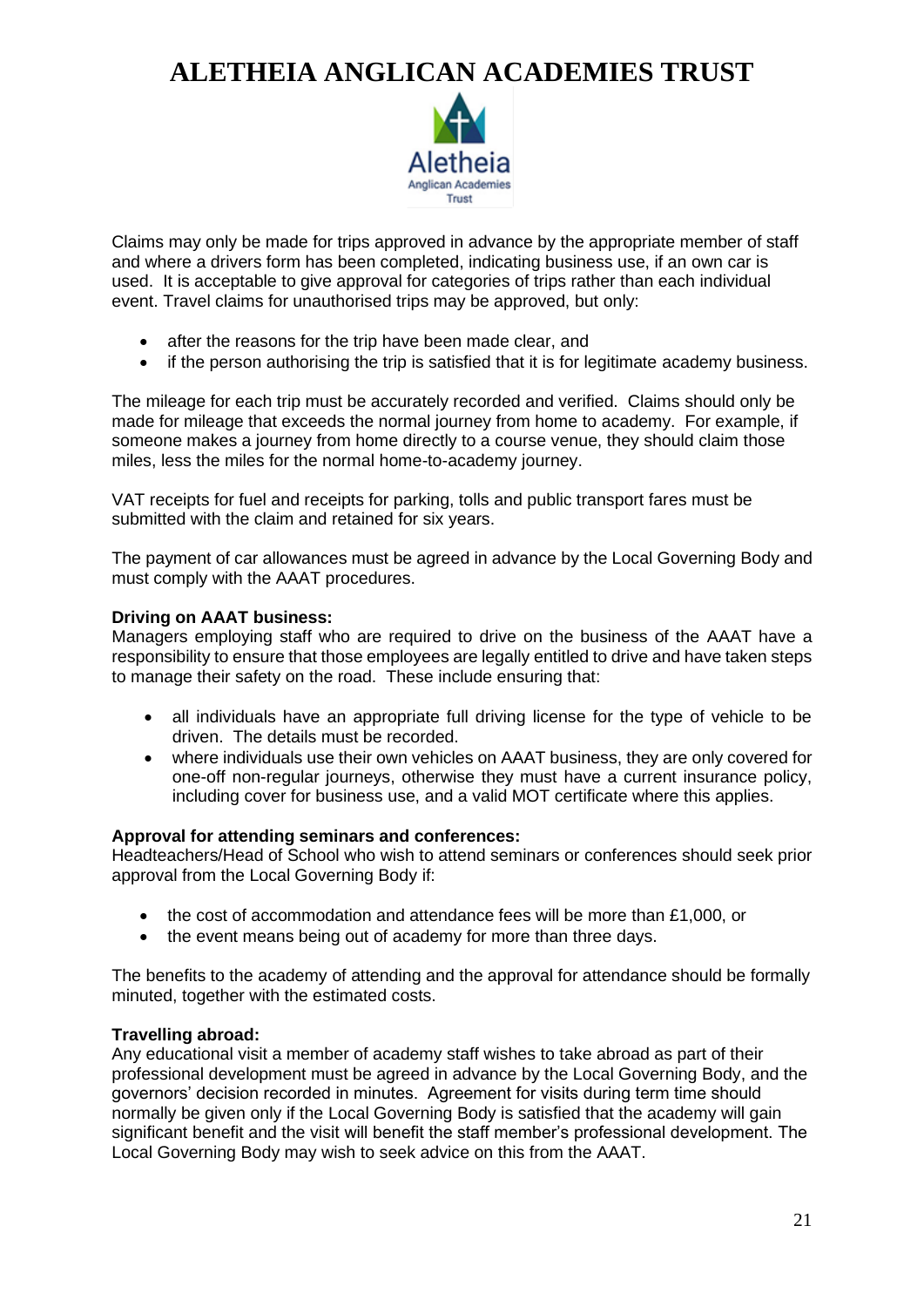# ALETHEIA ANGLICAN ACADEMIES TRUST

Claims may only be made for trips approved in advance by the appropriate member of staff and where a drivers form has been completed, indicating business use, if an own car is used. It is acceptable to give approval for categories of trips rather than each individual event. Travel claims for unauthorised trips may be approved, but only:

- after the reasons for the trip have been made clear, and
- if the person authorising the trip is satisfied that it is for legitimate academy business.

The mileage for each trip must be accurately recorded and verified. Claims should only be made for mileage that exceeds the normal journey from home to academy. For example, if someone makes a journey from home directly to a course venue, they should claim those miles, less the miles for the normal home-to-academy journey.

VAT receipts for fuel and receipts for parking, tolls and public transport fares must be submitted with the claim and retained for six years.

The payment of car allowances must be agreed in advance by the Local Governing Body and must comply with the AAAT procedures.

**Driving on AAAT business:**
Managers employing staff who are required to drive on the business of the AAAT have a responsibility to ensure that those employees are legally entitled to drive and have taken steps to manage their safety on the road. These include ensuring that:

- all individuals have an appropriate full driving license for the type of vehicle to be driven. The details must be recorded.
- where individuals use their own vehicles on AAAT business, they are only covered for one-off non-regular journeys, otherwise they must have a current insurance policy, including cover for business use, and a valid MOT certificate where this applies.

**Approval for attending seminars and conferences:**
Headteachers/Head of School who wish to attend seminars or conferences should seek prior approval from the Local Governing Body if:

- the cost of accommodation and attendance fees will be more than £1,000, or
- the event means being out of academy for more than three days.

The benefits to the academy of attending and the approval for attendance should be formally minuted, together with the estimated costs.

**Travelling abroad:**
Any educational visit a member of academy staff wishes to take abroad as part of their professional development must be agreed in advance by the Local Governing Body, and the governors' decision recorded in minutes. Agreement for visits during term time should normally be given only if the Local Governing Body is satisfied that the academy will gain significant benefit and the visit will benefit the staff member's professional development. The Local Governing Body may wish to seek advice on this from the AAAT.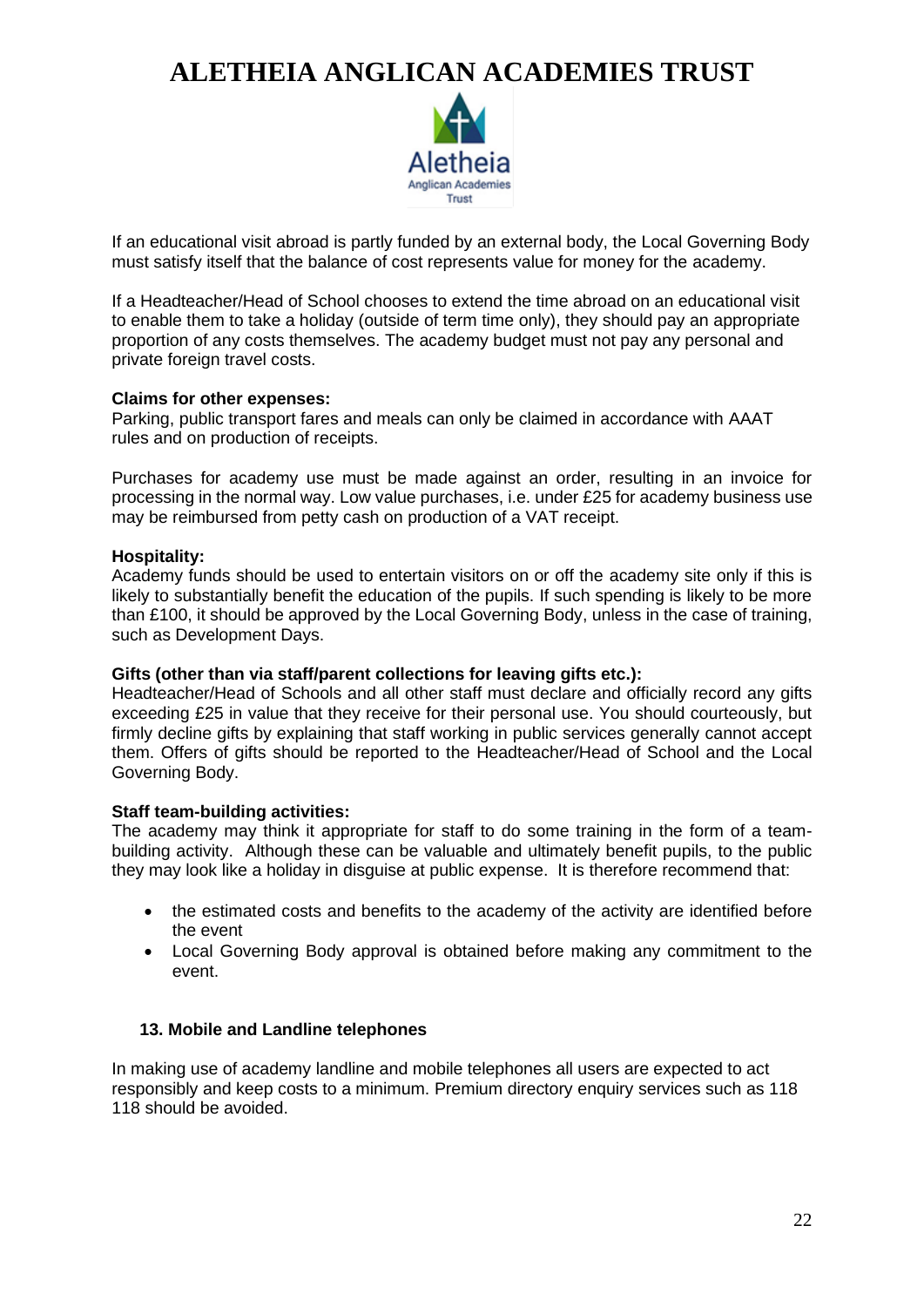If an educational visit abroad is partly funded by an external body, the Local Governing Body must satisfy itself that the balance of cost represents value for money for the academy.

If a Headteacher/Head of School chooses to extend the time abroad on an educational visit to enable them to take a holiday (outside of term time only), they should pay an appropriate proportion of any costs themselves. The academy budget must not pay any personal and private foreign travel costs.

**Claims for other expenses:**
Parking, public transport fares and meals can only be claimed in accordance with AAAT rules and on production of receipts.

Purchases for academy use must be made against an order, resulting in an invoice for processing in the normal way. Low value purchases, i.e. under £25 for academy business use may be reimbursed from petty cash on production of a VAT receipt.

**Hospitality:**
Academy funds should be used to entertain visitors on or off the academy site only if this is likely to substantially benefit the education of the pupils. If such spending is likely to be more than £100, it should be approved by the Local Governing Body, unless in the case of training, such as Development Days.

**Gifts (other than via staff/parent collections for leaving gifts etc.):**
Headteacher/Head of Schools and all other staff must declare and officially record any gifts exceeding £25 in value that they receive for their personal use. You should courteously, but firmly decline gifts by explaining that staff working in public services generally cannot accept them. Offers of gifts should be reported to the Headteacher/Head of School and the Local Governing Body.

**Staff team-building activities:**
The academy may think it appropriate for staff to do some training in the form of a team-building activity. Although these can be valuable and ultimately benefit pupils, to the public they may look like a holiday in disguise at public expense. It is therefore recommend that:

- the estimated costs and benefits to the academy of the activity are identified before the event
- Local Governing Body approval is obtained before making any commitment to the event.

## 13. Mobile and Landline telephones

In making use of academy landline and mobile telephones all users are expected to act responsibly and keep costs to a minimum. Premium directory enquiry services such as 118 118 should be avoided.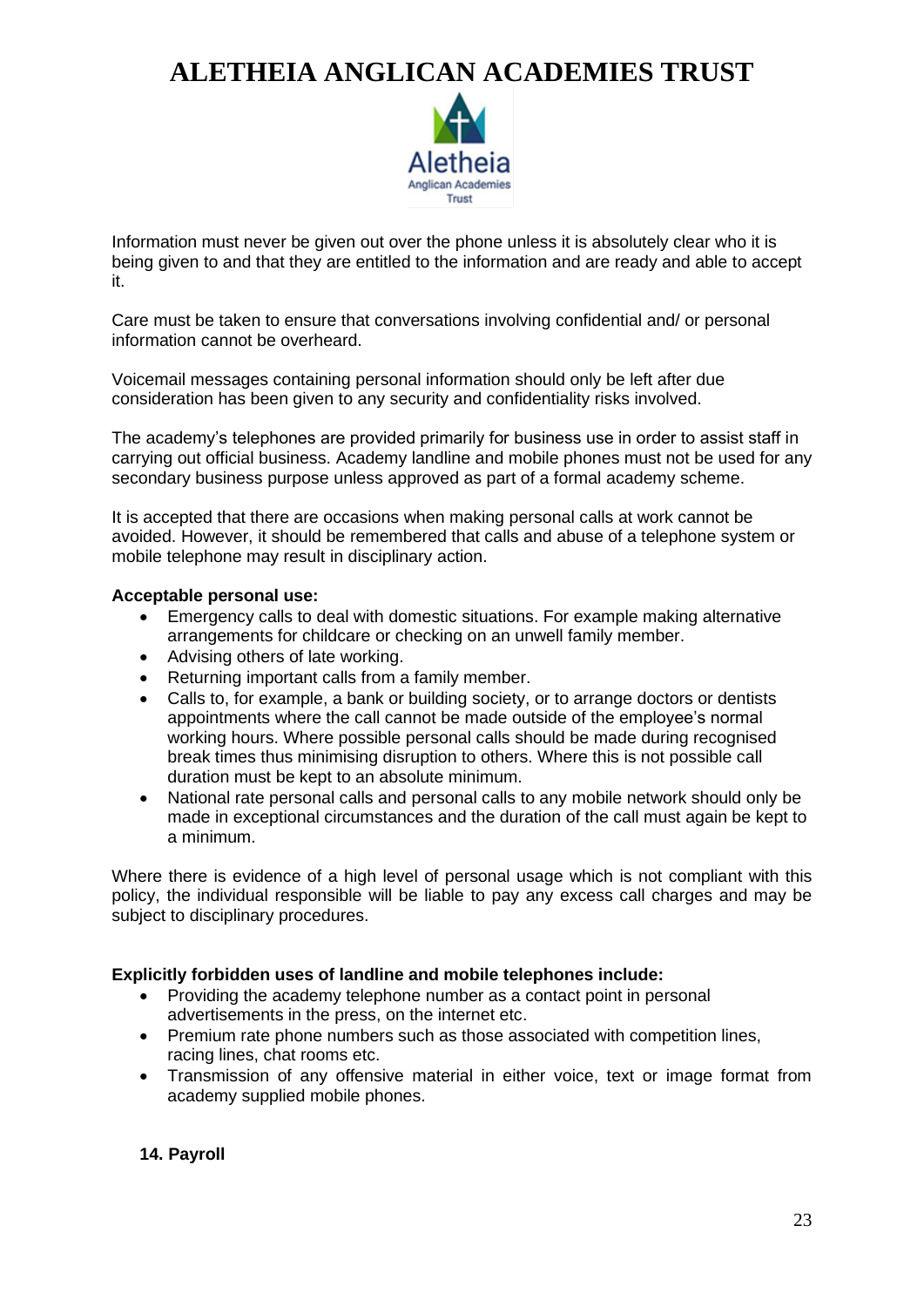Information must never be given out over the phone unless it is absolutely clear who it is being given to and that they are entitled to the information and are ready and able to accept it.

Care must be taken to ensure that conversations involving confidential and/ or personal information cannot be overheard.

Voicemail messages containing personal information should only be left after due consideration has been given to any security and confidentiality risks involved.

The academy's telephones are provided primarily for business use in order to assist staff in carrying out official business. Academy landline and mobile phones must not be used for any secondary business purpose unless approved as part of a formal academy scheme.

It is accepted that there are occasions when making personal calls at work cannot be avoided. However, it should be remembered that calls and abuse of a telephone system or mobile telephone may result in disciplinary action.

**Acceptable personal use:**

- Emergency calls to deal with domestic situations. For example making alternative arrangements for childcare or checking on an unwell family member.
- Advising others of late working.
- Returning important calls from a family member.
- Calls to, for example, a bank or building society, or to arrange doctors or dentists appointments where the call cannot be made outside of the employee's normal working hours. Where possible personal calls should be made during recognised break times thus minimising disruption to others. Where this is not possible call duration must be kept to an absolute minimum.
- National rate personal calls and personal calls to any mobile network should only be made in exceptional circumstances and the duration of the call must again be kept to a minimum.

Where there is evidence of a high level of personal usage which is not compliant with this policy, the individual responsible will be liable to pay any excess call charges and may be subject to disciplinary procedures.

**Explicitly forbidden uses of landline and mobile telephones include:**

- Providing the academy telephone number as a contact point in personal advertisements in the press, on the internet etc.
- Premium rate phone numbers such as those associated with competition lines, racing lines, chat rooms etc.
- Transmission of any offensive material in either voice, text or image format from academy supplied mobile phones.

**14. Payroll**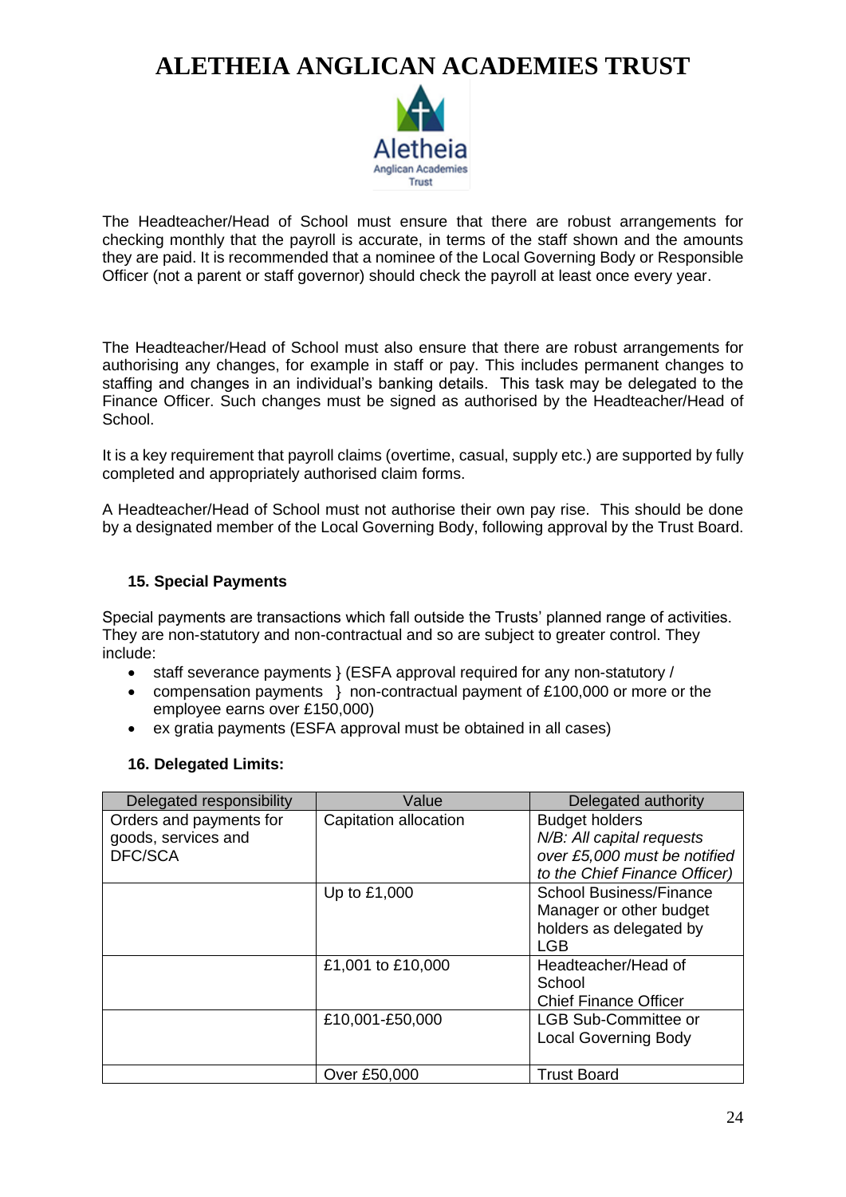# ALETHEIA ANGLICAN ACADEMIES TRUST

The Headteacher/Head of School must ensure that there are robust arrangements for checking monthly that the payroll is accurate, in terms of the staff shown and the amounts they are paid. It is recommended that a nominee of the Local Governing Body or Responsible Officer (not a parent or staff governor) should check the payroll at least once every year.

The Headteacher/Head of School must also ensure that there are robust arrangements for authorising any changes, for example in staff or pay. This includes permanent changes to staffing and changes in an individual's banking details. This task may be delegated to the Finance Officer. Such changes must be signed as authorised by the Headteacher/Head of School.

It is a key requirement that payroll claims (overtime, casual, supply etc.) are supported by fully completed and appropriately authorised claim forms.

A Headteacher/Head of School must not authorise their own pay rise. This should be done by a designated member of the Local Governing Body, following approval by the Trust Board.

### 15. Special Payments

Special payments are transactions which fall outside the Trusts' planned range of activities. They are non-statutory and non-contractual and so are subject to greater control. They include:

- staff severance payments } (ESFA approval required for any non-statutory /
- compensation payments } non-contractual payment of £100,000 or more or the employee earns over £150,000)
- ex gratia payments (ESFA approval must be obtained in all cases)

### 16. Delegated Limits:

| Delegated responsibility | Value | Delegated authority |
|---|---|---|
| Orders and payments for goods, services and DFC/SCA | Capitation allocation | Budget holders<br>*N/B: All capital requests over £5,000 must be notified to the Chief Finance Officer)* |
| | Up to £1,000 | School Business/Finance Manager or other budget holders as delegated by LGB |
| | £1,001 to £10,000 | Headteacher/Head of School<br>Chief Finance Officer |
| | £10,001-£50,000 | LGB Sub-Committee or Local Governing Body |
| | Over £50,000 | Trust Board |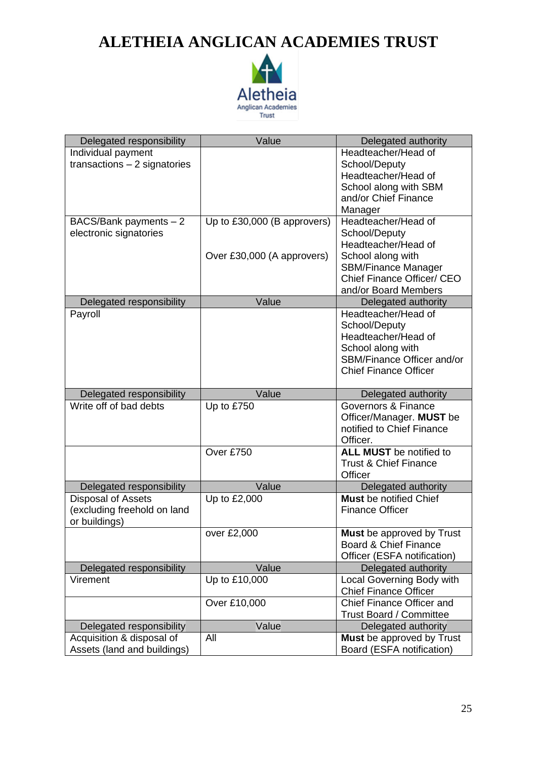# ALETHEIA ANGLICAN ACADEMIES TRUST

| Delegated responsibility | Value | Delegated authority |
|---|---|---|
| Individual payment transactions – 2 signatories | | Headteacher/Head of School/Deputy Headteacher/Head of School along with SBM and/or Chief Finance Manager |
| BACS/Bank payments – 2 electronic signatories | Up to £30,000 (B approvers)<br><br>Over £30,000 (A approvers) | Headteacher/Head of School/Deputy Headteacher/Head of School along with SBM/Finance Manager Chief Finance Officer/ CEO and/or Board Members |
| **Delegated responsibility** | **Value** | **Delegated authority** |
| Payroll | | Headteacher/Head of School/Deputy Headteacher/Head of School along with SBM/Finance Officer and/or Chief Finance Officer |
| **Delegated responsibility** | **Value** | **Delegated authority** |
| Write off of bad debts | Up to £750 | Governors & Finance Officer/Manager. **MUST** be notified to Chief Finance Officer. |
| | Over £750 | **ALL MUST** be notified to Trust & Chief Finance Officer |
| **Delegated responsibility** | **Value** | **Delegated authority** |
| Disposal of Assets (excluding freehold on land or buildings) | Up to £2,000 | **Must** be notified Chief Finance Officer |
| | over £2,000 | **Must** be approved by Trust Board & Chief Finance Officer (ESFA notification) |
| **Delegated responsibility** | **Value** | **Delegated authority** |
| Virement | Up to £10,000 | Local Governing Body with Chief Finance Officer |
| | Over £10,000 | Chief Finance Officer and Trust Board / Committee |
| **Delegated responsibility** | **Value** | **Delegated authority** |
| Acquisition & disposal of Assets (land and buildings) | All | **Must** be approved by Trust Board (ESFA notification) |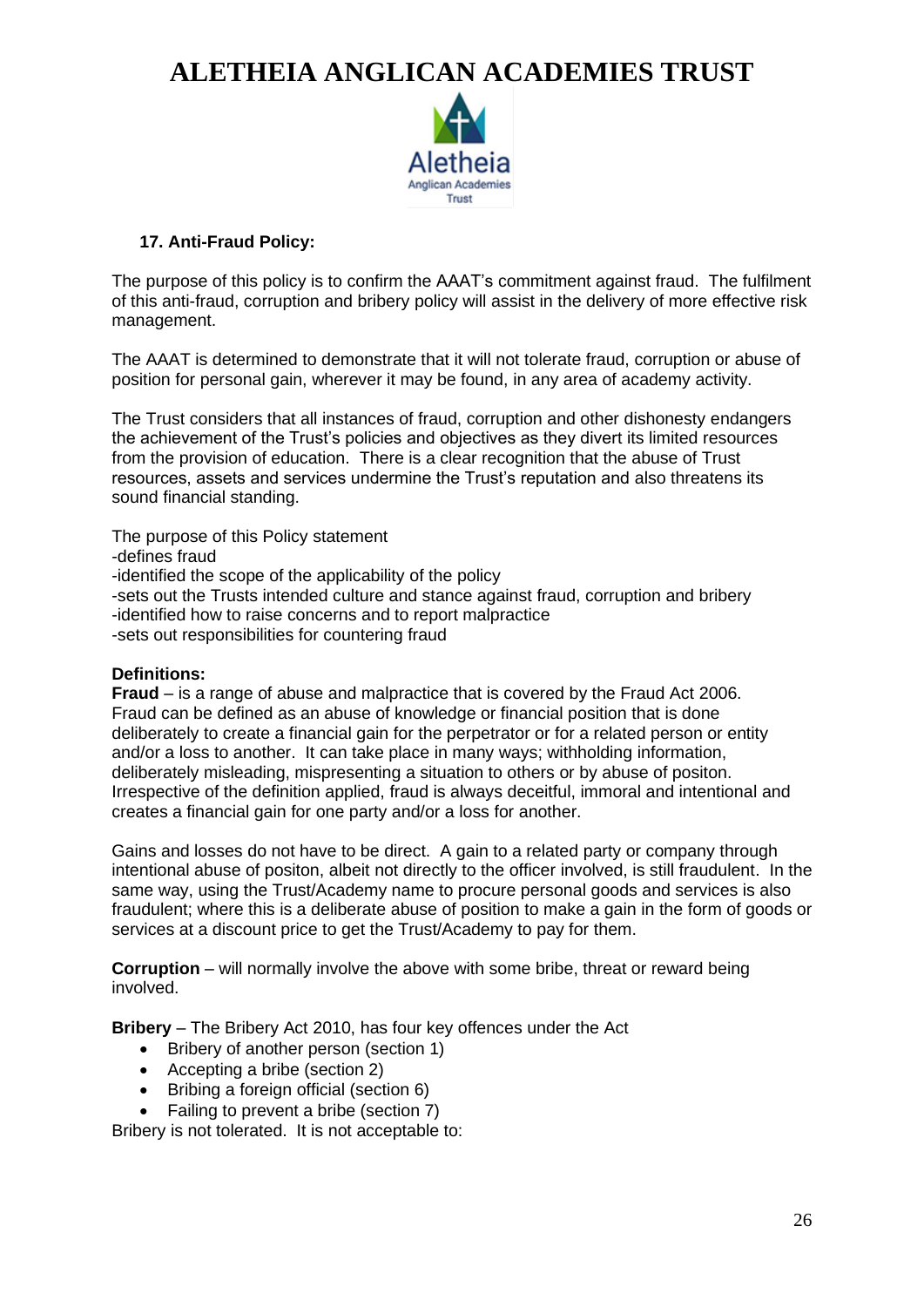# ALETHEIA ANGLICAN ACADEMIES TRUST

### 17. Anti-Fraud Policy:

The purpose of this policy is to confirm the AAAT's commitment against fraud. The fulfilment of this anti-fraud, corruption and bribery policy will assist in the delivery of more effective risk management.

The AAAT is determined to demonstrate that it will not tolerate fraud, corruption or abuse of position for personal gain, wherever it may be found, in any area of academy activity.

The Trust considers that all instances of fraud, corruption and other dishonesty endangers the achievement of the Trust's policies and objectives as they divert its limited resources from the provision of education. There is a clear recognition that the abuse of Trust resources, assets and services undermine the Trust's reputation and also threatens its sound financial standing.

The purpose of this Policy statement
-defines fraud
-identified the scope of the applicability of the policy
-sets out the Trusts intended culture and stance against fraud, corruption and bribery
-identified how to raise concerns and to report malpractice
-sets out responsibilities for countering fraud

**Definitions:**
**Fraud** – is a range of abuse and malpractice that is covered by the Fraud Act 2006. Fraud can be defined as an abuse of knowledge or financial position that is done deliberately to create a financial gain for the perpetrator or for a related person or entity and/or a loss to another. It can take place in many ways; withholding information, deliberately misleading, mispresenting a situation to others or by abuse of positon. Irrespective of the definition applied, fraud is always deceitful, immoral and intentional and creates a financial gain for one party and/or a loss for another.

Gains and losses do not have to be direct. A gain to a related party or company through intentional abuse of positon, albeit not directly to the officer involved, is still fraudulent. In the same way, using the Trust/Academy name to procure personal goods and services is also fraudulent; where this is a deliberate abuse of position to make a gain in the form of goods or services at a discount price to get the Trust/Academy to pay for them.

**Corruption** – will normally involve the above with some bribe, threat or reward being involved.

**Bribery** – The Bribery Act 2010, has four key offences under the Act

- Bribery of another person (section 1)
- Accepting a bribe (section 2)
- Bribing a foreign official (section 6)
- Failing to prevent a bribe (section 7)

Bribery is not tolerated. It is not acceptable to: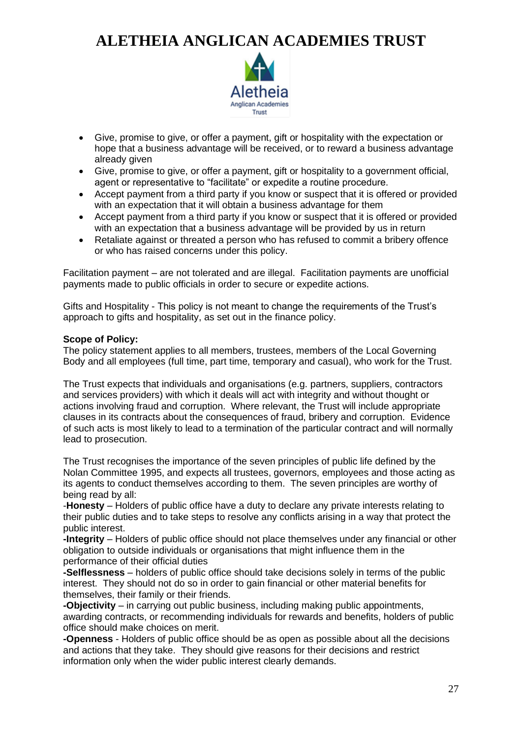- Give, promise to give, or offer a payment, gift or hospitality with the expectation or hope that a business advantage will be received, or to reward a business advantage already given
- Give, promise to give, or offer a payment, gift or hospitality to a government official, agent or representative to "facilitate" or expedite a routine procedure.
- Accept payment from a third party if you know or suspect that it is offered or provided with an expectation that it will obtain a business advantage for them
- Accept payment from a third party if you know or suspect that it is offered or provided with an expectation that a business advantage will be provided by us in return
- Retaliate against or threated a person who has refused to commit a bribery offence or who has raised concerns under this policy.

Facilitation payment – are not tolerated and are illegal. Facilitation payments are unofficial payments made to public officials in order to secure or expedite actions.

Gifts and Hospitality - This policy is not meant to change the requirements of the Trust's approach to gifts and hospitality, as set out in the finance policy.

**Scope of Policy:**
The policy statement applies to all members, trustees, members of the Local Governing Body and all employees (full time, part time, temporary and casual), who work for the Trust.

The Trust expects that individuals and organisations (e.g. partners, suppliers, contractors and services providers) with which it deals will act with integrity and without thought or actions involving fraud and corruption. Where relevant, the Trust will include appropriate clauses in its contracts about the consequences of fraud, bribery and corruption. Evidence of such acts is most likely to lead to a termination of the particular contract and will normally lead to prosecution.

The Trust recognises the importance of the seven principles of public life defined by the Nolan Committee 1995, and expects all trustees, governors, employees and those acting as its agents to conduct themselves according to them. The seven principles are worthy of being read by all:
-**Honesty** – Holders of public office have a duty to declare any private interests relating to their public duties and to take steps to resolve any conflicts arising in a way that protect the public interest.
**-Integrity** – Holders of public office should not place themselves under any financial or other obligation to outside individuals or organisations that might influence them in the performance of their official duties
**-Selflessness** – holders of public office should take decisions solely in terms of the public interest. They should not do so in order to gain financial or other material benefits for themselves, their family or their friends.
**-Objectivity** – in carrying out public business, including making public appointments, awarding contracts, or recommending individuals for rewards and benefits, holders of public office should make choices on merit.
**-Openness** - Holders of public office should be as open as possible about all the decisions and actions that they take. They should give reasons for their decisions and restrict information only when the wider public interest clearly demands.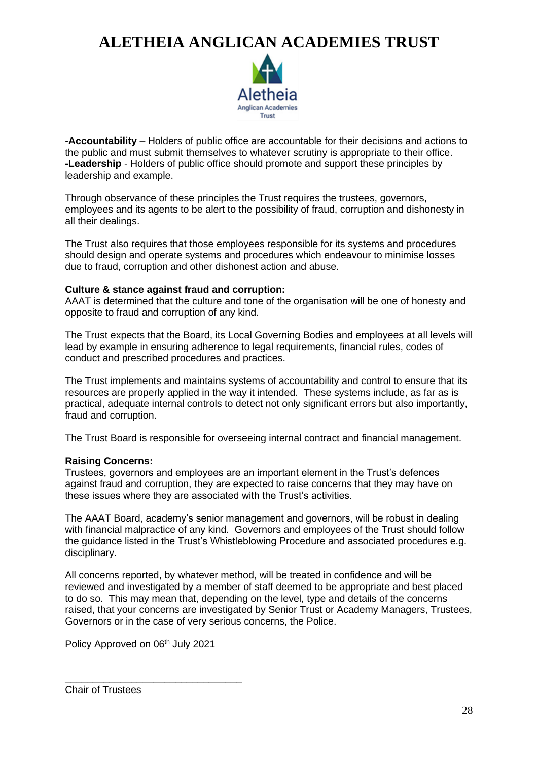-**Accountability** – Holders of public office are accountable for their decisions and actions to the public and must submit themselves to whatever scrutiny is appropriate to their office.
**-Leadership** - Holders of public office should promote and support these principles by leadership and example.

Through observance of these principles the Trust requires the trustees, governors, employees and its agents to be alert to the possibility of fraud, corruption and dishonesty in all their dealings.

The Trust also requires that those employees responsible for its systems and procedures should design and operate systems and procedures which endeavour to minimise losses due to fraud, corruption and other dishonest action and abuse.

**Culture & stance against fraud and corruption:**
AAAT is determined that the culture and tone of the organisation will be one of honesty and opposite to fraud and corruption of any kind.

The Trust expects that the Board, its Local Governing Bodies and employees at all levels will lead by example in ensuring adherence to legal requirements, financial rules, codes of conduct and prescribed procedures and practices.

The Trust implements and maintains systems of accountability and control to ensure that its resources are properly applied in the way it intended. These systems include, as far as is practical, adequate internal controls to detect not only significant errors but also importantly, fraud and corruption.

The Trust Board is responsible for overseeing internal contract and financial management.

**Raising Concerns:**
Trustees, governors and employees are an important element in the Trust's defences against fraud and corruption, they are expected to raise concerns that they may have on these issues where they are associated with the Trust's activities.

The AAAT Board, academy's senior management and governors, will be robust in dealing with financial malpractice of any kind. Governors and employees of the Trust should follow the guidance listed in the Trust's Whistleblowing Procedure and associated procedures e.g. disciplinary.

All concerns reported, by whatever method, will be treated in confidence and will be reviewed and investigated by a member of staff deemed to be appropriate and best placed to do so. This may mean that, depending on the level, type and details of the concerns raised, that your concerns are investigated by Senior Trust or Academy Managers, Trustees, Governors or in the case of very serious concerns, the Police.

Policy Approved on 06th July 2021

\_\_\_\_\_\_\_\_\_\_\_\_\_\_\_\_\_\_\_\_\_\_\_\_\_\_\_\_\_\_\_\_

Chair of Trustees